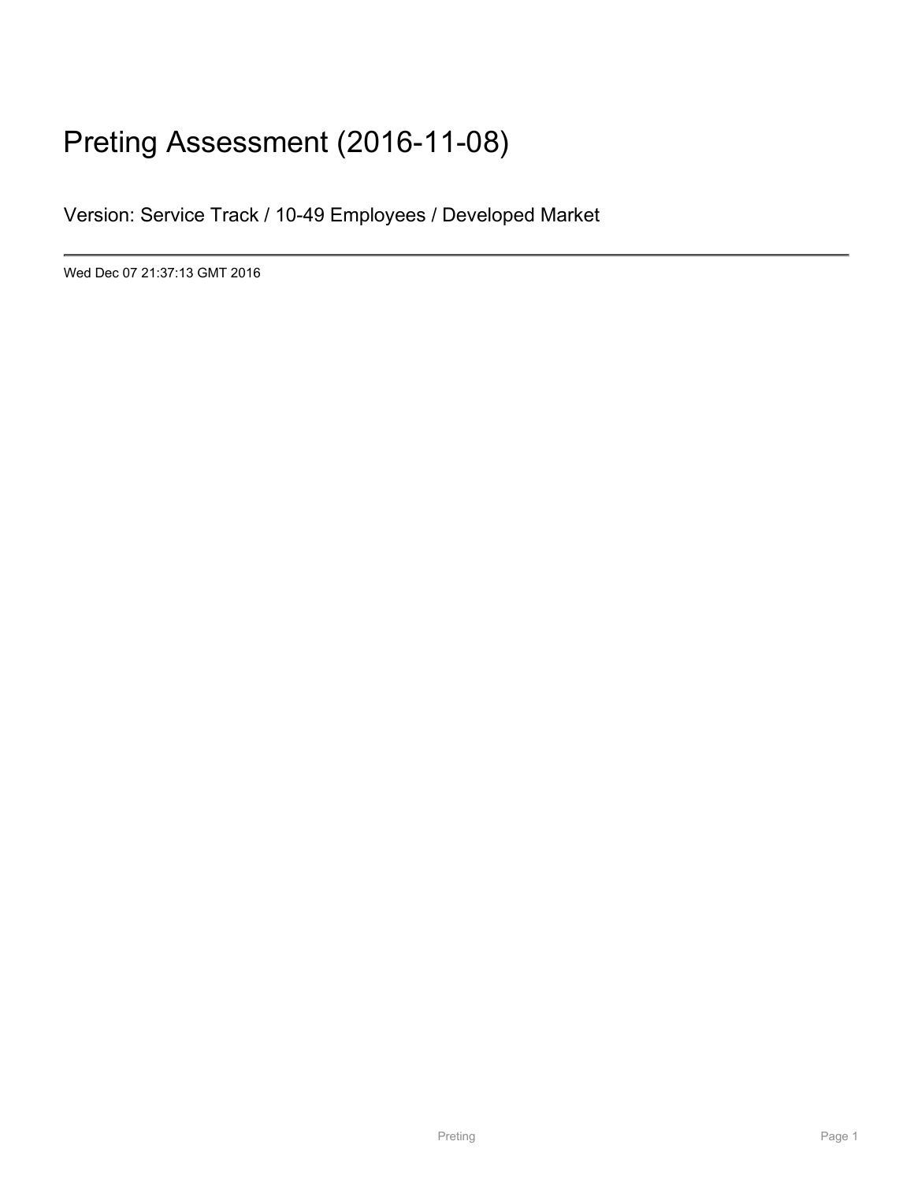# Preting Assessment (2016-11-08)

Version: Service Track / 10-49 Employees / Developed Market

---

Wed Dec 07 21:37:13 GMT 2016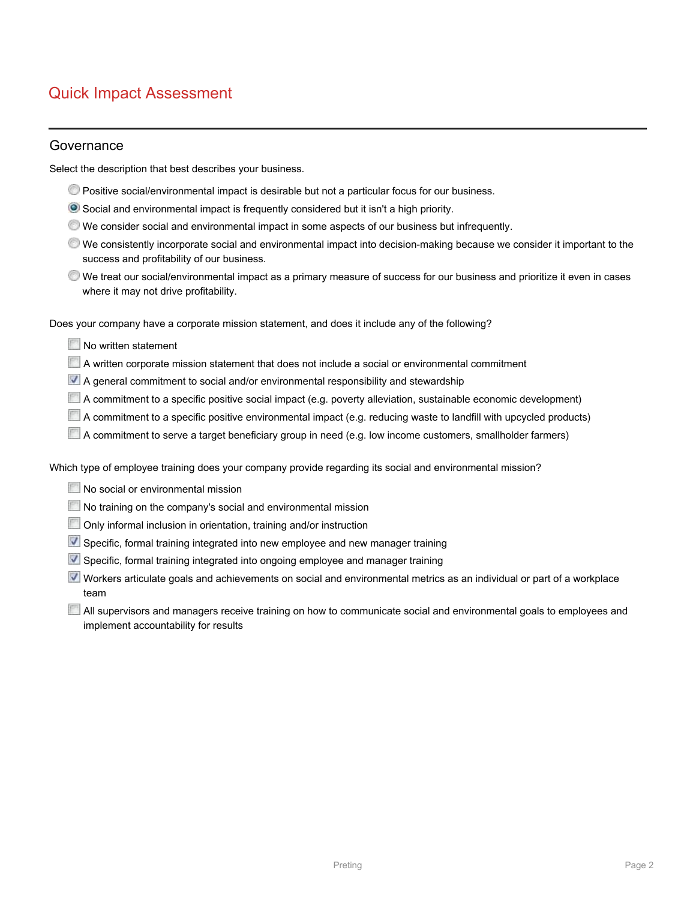# Quick Impact Assessment

## Governance

Select the description that best describes your business.

- ( ) Positive social/environmental impact is desirable but not a particular focus for our business.
- (•) Social and environmental impact is frequently considered but it isn't a high priority.
- ( ) We consider social and environmental impact in some aspects of our business but infrequently.
- ( ) We consistently incorporate social and environmental impact into decision-making because we consider it important to the success and profitability of our business.
- ( ) We treat our social/environmental impact as a primary measure of success for our business and prioritize it even in cases where it may not drive profitability.

Does your company have a corporate mission statement, and does it include any of the following?

- [ ] No written statement
- [ ] A written corporate mission statement that does not include a social or environmental commitment
- [x] A general commitment to social and/or environmental responsibility and stewardship
- [ ] A commitment to a specific positive social impact (e.g. poverty alleviation, sustainable economic development)
- [ ] A commitment to a specific positive environmental impact (e.g. reducing waste to landfill with upcycled products)
- [ ] A commitment to serve a target beneficiary group in need (e.g. low income customers, smallholder farmers)

Which type of employee training does your company provide regarding its social and environmental mission?

- [ ] No social or environmental mission
- [ ] No training on the company's social and environmental mission
- [ ] Only informal inclusion in orientation, training and/or instruction
- [x] Specific, formal training integrated into new employee and new manager training
- [x] Specific, formal training integrated into ongoing employee and manager training
- [x] Workers articulate goals and achievements on social and environmental metrics as an individual or part of a workplace team
- [ ] All supervisors and managers receive training on how to communicate social and environmental goals to employees and implement accountability for results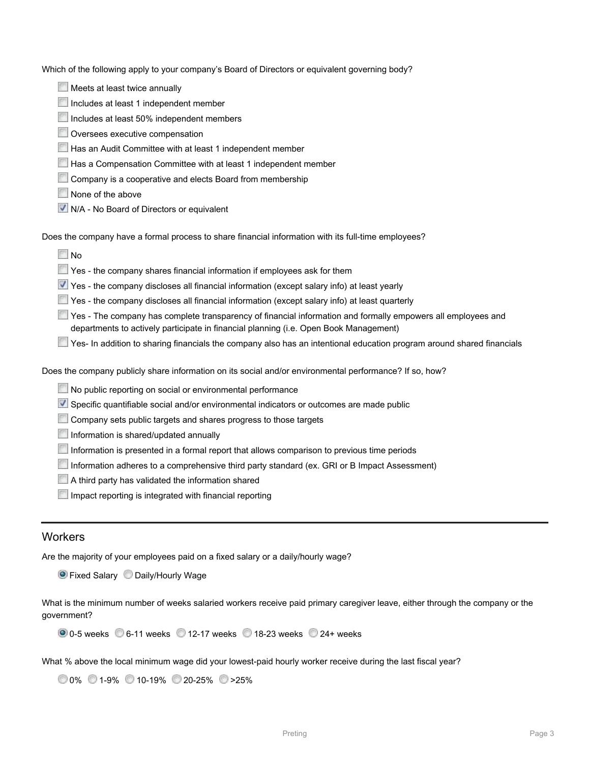Which of the following apply to your company's Board of Directors or equivalent governing body?

- [ ] Meets at least twice annually
- [ ] Includes at least 1 independent member
- [ ] Includes at least 50% independent members
- [ ] Oversees executive compensation
- [ ] Has an Audit Committee with at least 1 independent member
- [ ] Has a Compensation Committee with at least 1 independent member
- [ ] Company is a cooperative and elects Board from membership
- [ ] None of the above
- [x] N/A - No Board of Directors or equivalent

Does the company have a formal process to share financial information with its full-time employees?

- [ ] No
- [ ] Yes - the company shares financial information if employees ask for them
- [x] Yes - the company discloses all financial information (except salary info) at least yearly
- [ ] Yes - the company discloses all financial information (except salary info) at least quarterly
- [ ] Yes - The company has complete transparency of financial information and formally empowers all employees and departments to actively participate in financial planning (i.e. Open Book Management)
- [ ] Yes- In addition to sharing financials the company also has an intentional education program around shared financials

Does the company publicly share information on its social and/or environmental performance? If so, how?

- [ ] No public reporting on social or environmental performance
- [x] Specific quantifiable social and/or environmental indicators or outcomes are made public
- [ ] Company sets public targets and shares progress to those targets
- [ ] Information is shared/updated annually
- [ ] Information is presented in a formal report that allows comparison to previous time periods
- [ ] Information adheres to a comprehensive third party standard (ex. GRI or B Impact Assessment)
- [ ] A third party has validated the information shared
- [ ] Impact reporting is integrated with financial reporting

---

## Workers

Are the majority of your employees paid on a fixed salary or a daily/hourly wage?

(●) Fixed Salary ( ) Daily/Hourly Wage

What is the minimum number of weeks salaried workers receive paid primary caregiver leave, either through the company or the government?

(●) 0-5 weeks ( ) 6-11 weeks ( ) 12-17 weeks ( ) 18-23 weeks ( ) 24+ weeks

What % above the local minimum wage did your lowest-paid hourly worker receive during the last fiscal year?

( ) 0% ( ) 1-9% ( ) 10-19% ( ) 20-25% ( ) >25%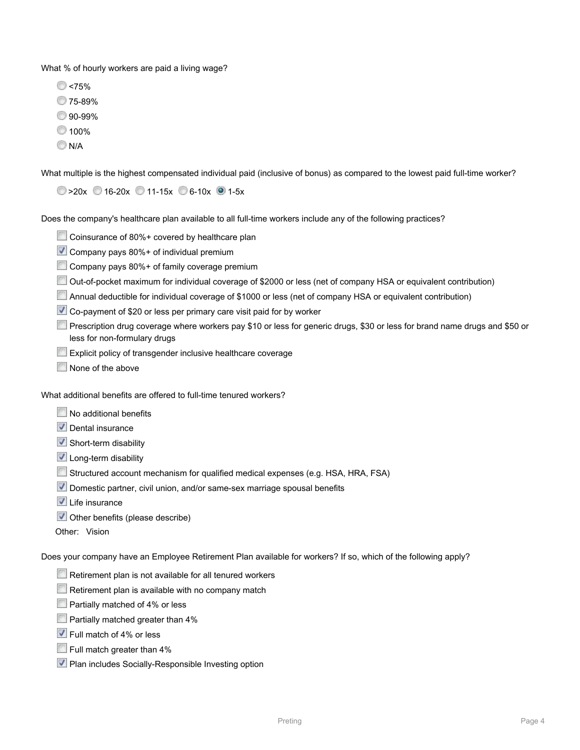What % of hourly workers are paid a living wage?

- ( ) <75%
- ( ) 75-89%
- ( ) 90-99%
- ( ) 100%
- ( ) N/A

What multiple is the highest compensated individual paid (inclusive of bonus) as compared to the lowest paid full-time worker?

( ) >20x ( ) 16-20x ( ) 11-15x ( ) 6-10x (•) 1-5x

Does the company's healthcare plan available to all full-time workers include any of the following practices?

- [ ] Coinsurance of 80%+ covered by healthcare plan
- [x] Company pays 80%+ of individual premium
- [ ] Company pays 80%+ of family coverage premium
- [ ] Out-of-pocket maximum for individual coverage of $2000 or less (net of company HSA or equivalent contribution)
- [ ] Annual deductible for individual coverage of $1000 or less (net of company HSA or equivalent contribution)
- [x] Co-payment of $20 or less per primary care visit paid for by worker
- [ ] Prescription drug coverage where workers pay $10 or less for generic drugs, $30 or less for brand name drugs and $50 or less for non-formulary drugs
- [ ] Explicit policy of transgender inclusive healthcare coverage
- [ ] None of the above

What additional benefits are offered to full-time tenured workers?

- [ ] No additional benefits
- [x] Dental insurance
- [x] Short-term disability
- [x] Long-term disability
- [ ] Structured account mechanism for qualified medical expenses (e.g. HSA, HRA, FSA)
- [x] Domestic partner, civil union, and/or same-sex marriage spousal benefits
- [x] Life insurance
- [x] Other benefits (please describe)

Other: Vision

Does your company have an Employee Retirement Plan available for workers? If so, which of the following apply?

- [ ] Retirement plan is not available for all tenured workers
- [ ] Retirement plan is available with no company match
- [ ] Partially matched of 4% or less
- [ ] Partially matched greater than 4%
- [x] Full match of 4% or less
- [ ] Full match greater than 4%
- [x] Plan includes Socially-Responsible Investing option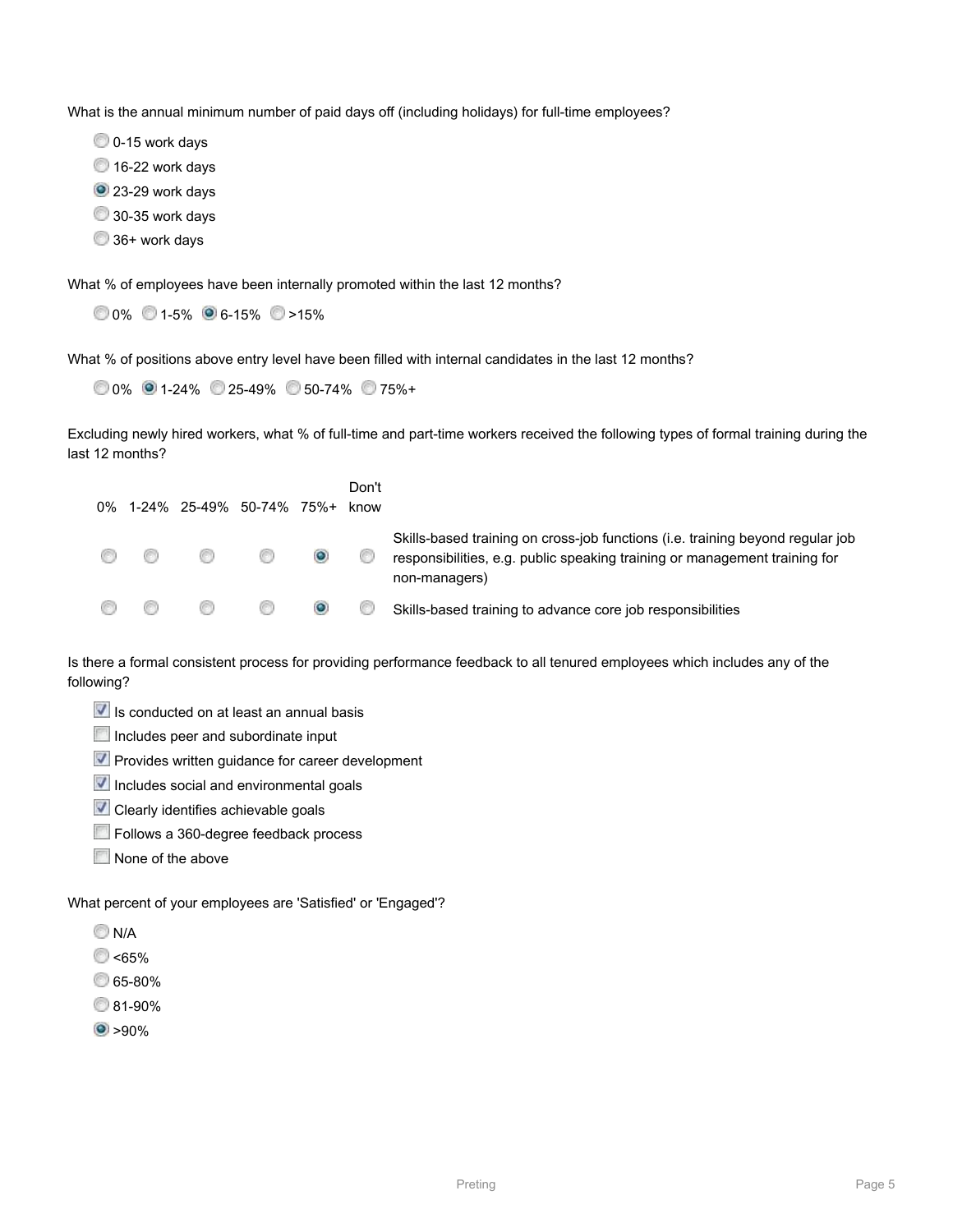What is the annual minimum number of paid days off (including holidays) for full-time employees?

- ( ) 0-15 work days
- ( ) 16-22 work days
- (•) 23-29 work days
- ( ) 30-35 work days
- ( ) 36+ work days

What % of employees have been internally promoted within the last 12 months?

( ) 0% ( ) 1-5% (•) 6-15% ( ) >15%

What % of positions above entry level have been filled with internal candidates in the last 12 months?

( ) 0% (•) 1-24% ( ) 25-49% ( ) 50-74% ( ) 75%+

Excluding newly hired workers, what % of full-time and part-time workers received the following types of formal training during the last 12 months?

| 0% | 1-24% | 25-49% | 50-74% | 75%+ | Don't know | |
|---|---|---|---|---|---|---|
| ( ) | ( ) | ( ) | ( ) | (•) | ( ) | Skills-based training on cross-job functions (i.e. training beyond regular job responsibilities, e.g. public speaking training or management training for non-managers) |
| ( ) | ( ) | ( ) | ( ) | (•) | ( ) | Skills-based training to advance core job responsibilities |

Is there a formal consistent process for providing performance feedback to all tenured employees which includes any of the following?

- [x] Is conducted on at least an annual basis
- [ ] Includes peer and subordinate input
- [x] Provides written guidance for career development
- [x] Includes social and environmental goals
- [x] Clearly identifies achievable goals
- [ ] Follows a 360-degree feedback process
- [ ] None of the above

What percent of your employees are 'Satisfied' or 'Engaged'?

- ( ) N/A
- ( ) <65%
- ( ) 65-80%
- ( ) 81-90%
- (•) >90%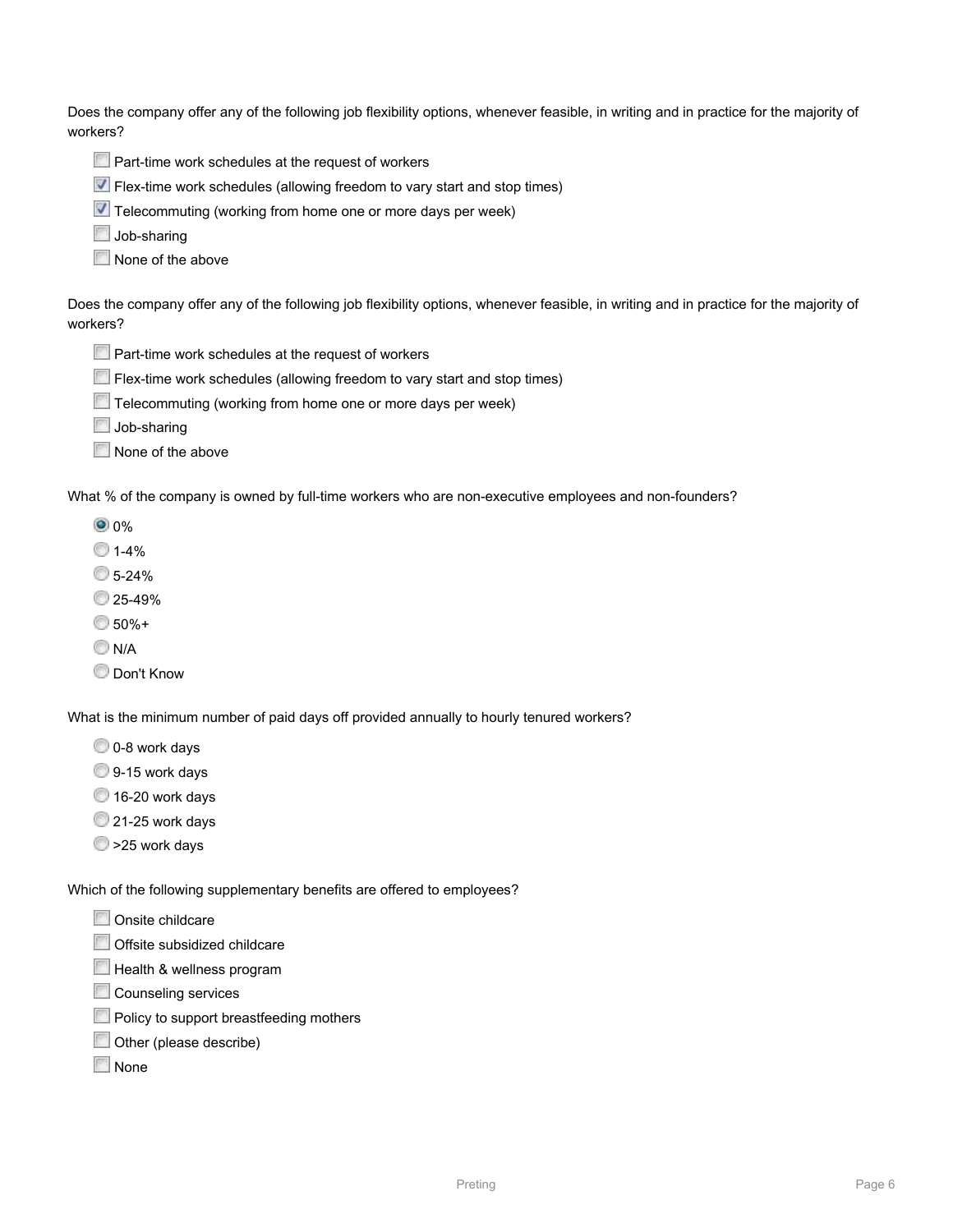Does the company offer any of the following job flexibility options, whenever feasible, in writing and in practice for the majority of workers?

- [ ] Part-time work schedules at the request of workers
- [x] Flex-time work schedules (allowing freedom to vary start and stop times)
- [x] Telecommuting (working from home one or more days per week)
- [ ] Job-sharing
- [ ] None of the above

Does the company offer any of the following job flexibility options, whenever feasible, in writing and in practice for the majority of workers?

- [ ] Part-time work schedules at the request of workers
- [ ] Flex-time work schedules (allowing freedom to vary start and stop times)
- [ ] Telecommuting (working from home one or more days per week)
- [ ] Job-sharing
- [ ] None of the above

What % of the company is owned by full-time workers who are non-executive employees and non-founders?

- (●) 0%
- ( ) 1-4%
- ( ) 5-24%
- ( ) 25-49%
- ( ) 50%+
- ( ) N/A
- ( ) Don't Know

What is the minimum number of paid days off provided annually to hourly tenured workers?

- ( ) 0-8 work days
- ( ) 9-15 work days
- ( ) 16-20 work days
- ( ) 21-25 work days
- ( ) >25 work days

Which of the following supplementary benefits are offered to employees?

- [ ] Onsite childcare
- [ ] Offsite subsidized childcare
- [ ] Health & wellness program
- [ ] Counseling services
- [ ] Policy to support breastfeeding mothers
- [ ] Other (please describe)
- [ ] None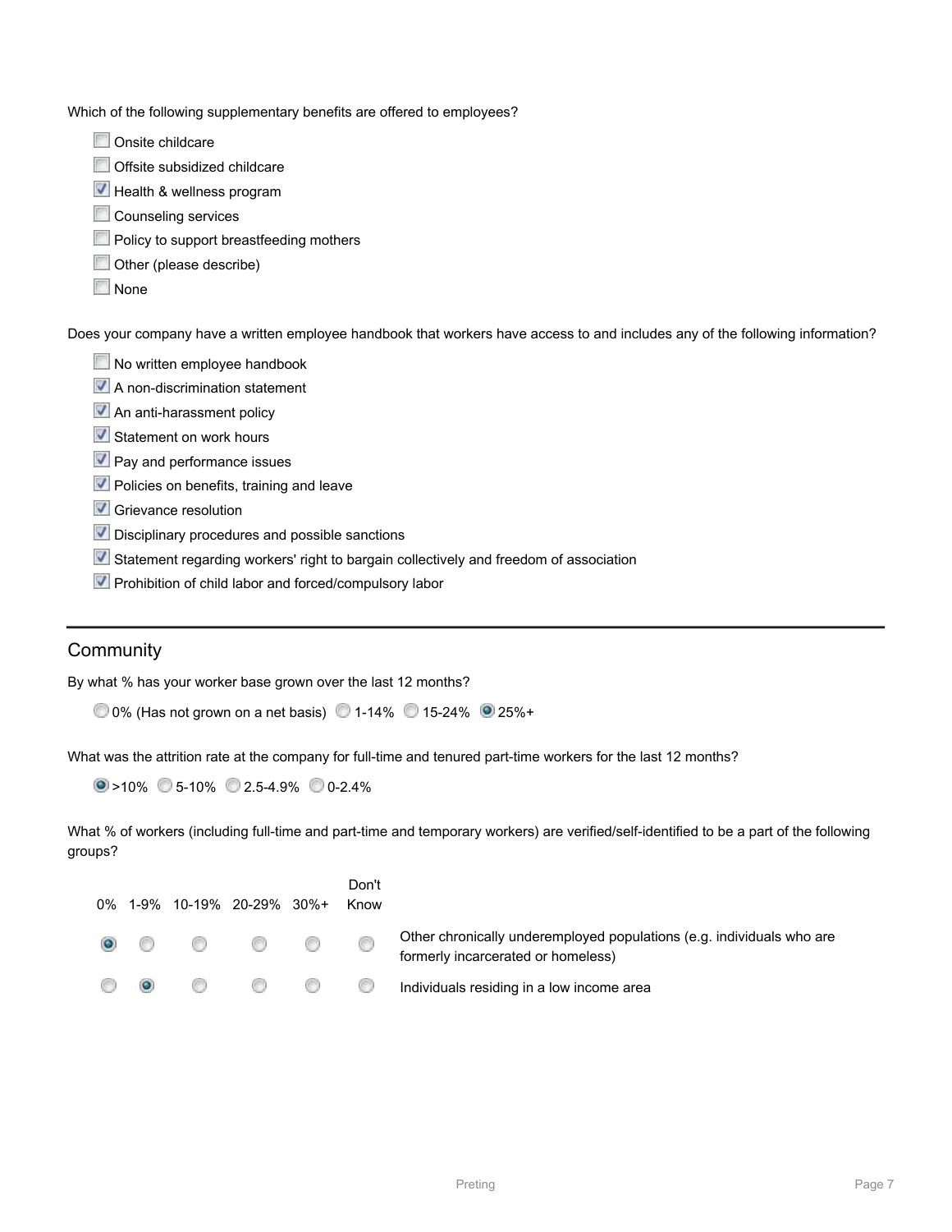Which of the following supplementary benefits are offered to employees?

- [ ] Onsite childcare
- [ ] Offsite subsidized childcare
- [x] Health & wellness program
- [ ] Counseling services
- [ ] Policy to support breastfeeding mothers
- [ ] Other (please describe)
- [ ] None

Does your company have a written employee handbook that workers have access to and includes any of the following information?

- [ ] No written employee handbook
- [x] A non-discrimination statement
- [x] An anti-harassment policy
- [x] Statement on work hours
- [x] Pay and performance issues
- [x] Policies on benefits, training and leave
- [x] Grievance resolution
- [x] Disciplinary procedures and possible sanctions
- [x] Statement regarding workers' right to bargain collectively and freedom of association
- [x] Prohibition of child labor and forced/compulsory labor

## Community

By what % has your worker base grown over the last 12 months?

( ) 0% (Has not grown on a net basis) ( ) 1-14% ( ) 15-24% (•) 25%+

What was the attrition rate at the company for full-time and tenured part-time workers for the last 12 months?

(•) >10% ( ) 5-10% ( ) 2.5-4.9% ( ) 0-2.4%

What % of workers (including full-time and part-time and temporary workers) are verified/self-identified to be a part of the following groups?

| 0% | 1-9% | 10-19% | 20-29% | 30%+ | Don't Know | |
|---|---|---|---|---|---|---|
| (•) | ( ) | ( ) | ( ) | ( ) | ( ) | Other chronically underemployed populations (e.g. individuals who are formerly incarcerated or homeless) |
| ( ) | (•) | ( ) | ( ) | ( ) | ( ) | Individuals residing in a low income area |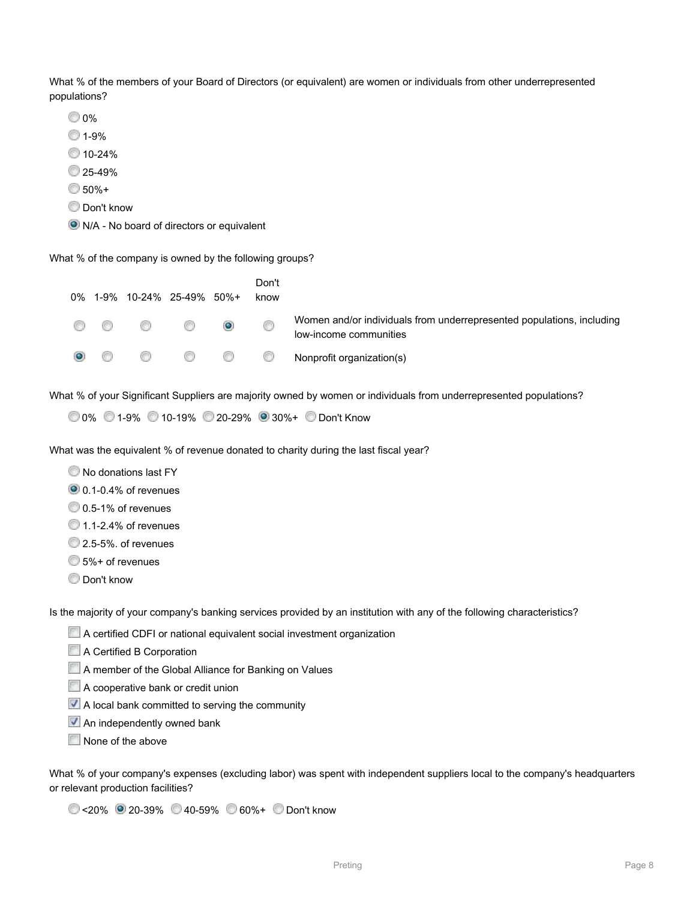What % of the members of your Board of Directors (or equivalent) are women or individuals from other underrepresented populations?

- ○ 0%
- ○ 1-9%
- ○ 10-24%
- ○ 25-49%
- ○ 50%+
- ○ Don't know
- ● N/A - No board of directors or equivalent

What % of the company is owned by the following groups?

| 0% | 1-9% | 10-24% | 25-49% | 50%+ | Don't know | |
|---|---|---|---|---|---|---|
| ○ | ○ | ○ | ○ | ● | ○ | Women and/or individuals from underrepresented populations, including low-income communities |
| ● | ○ | ○ | ○ | ○ | ○ | Nonprofit organization(s) |

What % of your Significant Suppliers are majority owned by women or individuals from underrepresented populations?

○ 0% ○ 1-9% ○ 10-19% ○ 20-29% ● 30%+ ○ Don't Know

What was the equivalent % of revenue donated to charity during the last fiscal year?

- ○ No donations last FY
- ● 0.1-0.4% of revenues
- ○ 0.5-1% of revenues
- ○ 1.1-2.4% of revenues
- ○ 2.5-5%. of revenues
- ○ 5%+ of revenues
- ○ Don't know

Is the majority of your company's banking services provided by an institution with any of the following characteristics?

- [ ] A certified CDFI or national equivalent social investment organization
- [ ] A Certified B Corporation
- [ ] A member of the Global Alliance for Banking on Values
- [ ] A cooperative bank or credit union
- [x] A local bank committed to serving the community
- [x] An independently owned bank
- [ ] None of the above

What % of your company's expenses (excluding labor) was spent with independent suppliers local to the company's headquarters or relevant production facilities?

○ <20% ● 20-39% ○ 40-59% ○ 60%+ ○ Don't know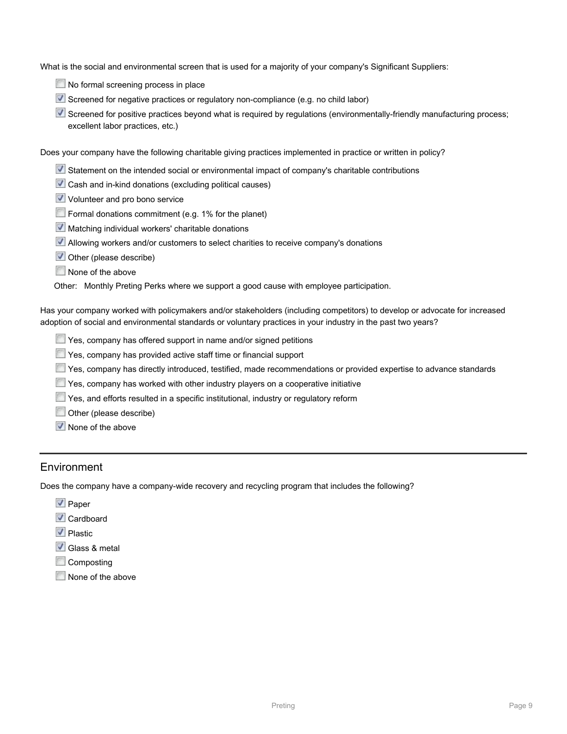What is the social and environmental screen that is used for a majority of your company's Significant Suppliers:

- [ ] No formal screening process in place
- [x] Screened for negative practices or regulatory non-compliance (e.g. no child labor)
- [x] Screened for positive practices beyond what is required by regulations (environmentally-friendly manufacturing process; excellent labor practices, etc.)

Does your company have the following charitable giving practices implemented in practice or written in policy?

- [x] Statement on the intended social or environmental impact of company's charitable contributions
- [x] Cash and in-kind donations (excluding political causes)
- [x] Volunteer and pro bono service
- [ ] Formal donations commitment (e.g. 1% for the planet)
- [x] Matching individual workers' charitable donations
- [x] Allowing workers and/or customers to select charities to receive company's donations
- [x] Other (please describe)
- [ ] None of the above

Other: Monthly Preting Perks where we support a good cause with employee participation.

Has your company worked with policymakers and/or stakeholders (including competitors) to develop or advocate for increased adoption of social and environmental standards or voluntary practices in your industry in the past two years?

- [ ] Yes, company has offered support in name and/or signed petitions
- [ ] Yes, company has provided active staff time or financial support
- [ ] Yes, company has directly introduced, testified, made recommendations or provided expertise to advance standards
- [ ] Yes, company has worked with other industry players on a cooperative initiative
- [ ] Yes, and efforts resulted in a specific institutional, industry or regulatory reform
- [ ] Other (please describe)
- [x] None of the above

## Environment

Does the company have a company-wide recovery and recycling program that includes the following?

- [x] Paper
- [x] Cardboard
- [x] Plastic
- [x] Glass & metal
- [ ] Composting
- [ ] None of the above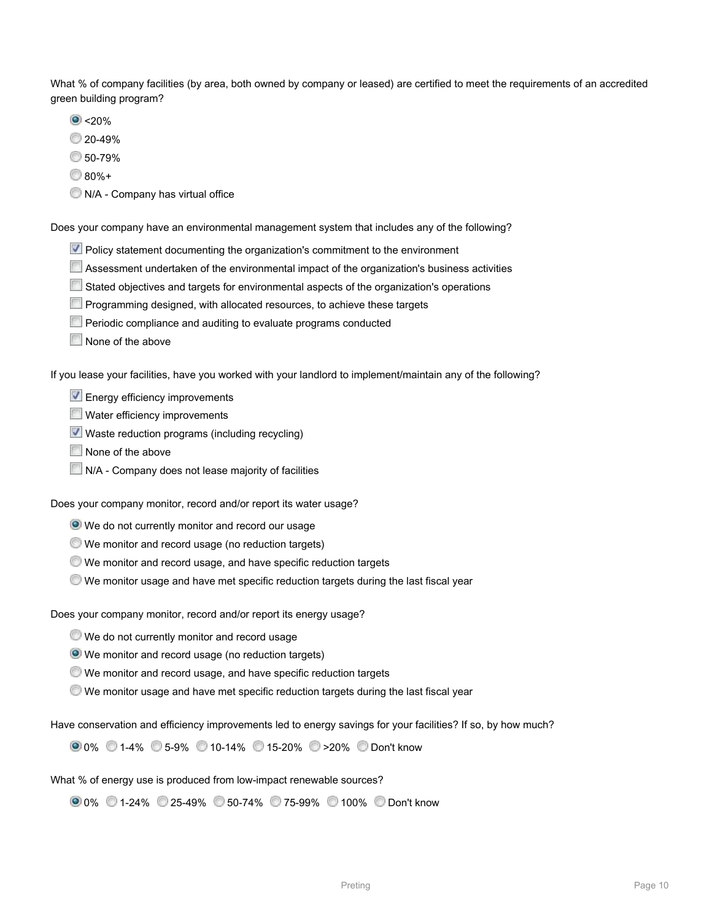What % of company facilities (by area, both owned by company or leased) are certified to meet the requirements of an accredited green building program?

- (●) <20%
- ( ) 20-49%
- ( ) 50-79%
- ( ) 80%+
- ( ) N/A - Company has virtual office

Does your company have an environmental management system that includes any of the following?

- [x] Policy statement documenting the organization's commitment to the environment
- [ ] Assessment undertaken of the environmental impact of the organization's business activities
- [ ] Stated objectives and targets for environmental aspects of the organization's operations
- [ ] Programming designed, with allocated resources, to achieve these targets
- [ ] Periodic compliance and auditing to evaluate programs conducted
- [ ] None of the above

If you lease your facilities, have you worked with your landlord to implement/maintain any of the following?

- [x] Energy efficiency improvements
- [ ] Water efficiency improvements
- [x] Waste reduction programs (including recycling)
- [ ] None of the above
- [ ] N/A - Company does not lease majority of facilities

Does your company monitor, record and/or report its water usage?

- (●) We do not currently monitor and record our usage
- ( ) We monitor and record usage (no reduction targets)
- ( ) We monitor and record usage, and have specific reduction targets
- ( ) We monitor usage and have met specific reduction targets during the last fiscal year

Does your company monitor, record and/or report its energy usage?

- ( ) We do not currently monitor and record usage
- (●) We monitor and record usage (no reduction targets)
- ( ) We monitor and record usage, and have specific reduction targets
- ( ) We monitor usage and have met specific reduction targets during the last fiscal year

Have conservation and efficiency improvements led to energy savings for your facilities? If so, by how much?

(●) 0% ( ) 1-4% ( ) 5-9% ( ) 10-14% ( ) 15-20% ( ) >20% ( ) Don't know

What % of energy use is produced from low-impact renewable sources?

(●) 0% ( ) 1-24% ( ) 25-49% ( ) 50-74% ( ) 75-99% ( ) 100% ( ) Don't know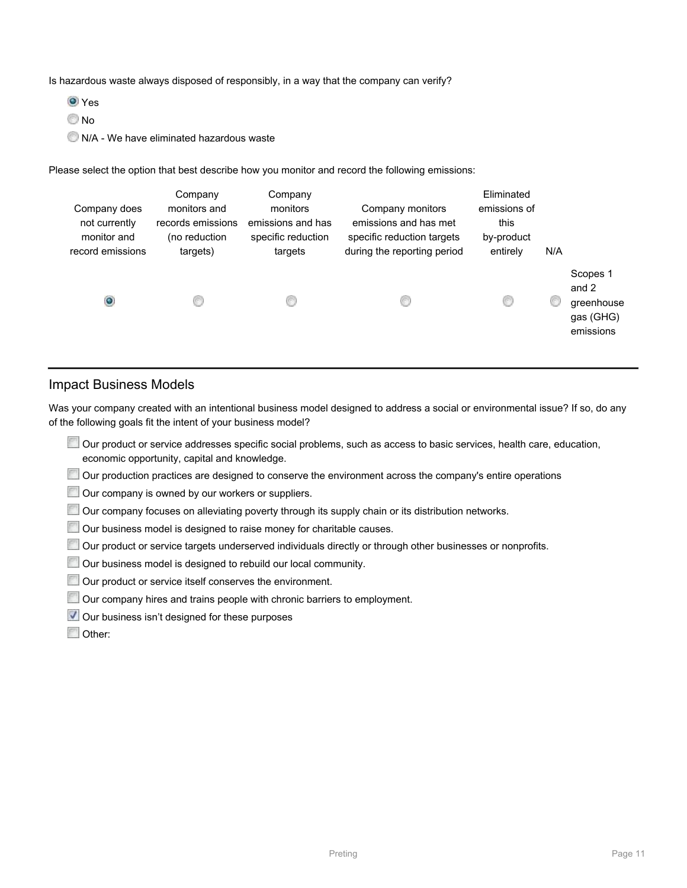Is hazardous waste always disposed of responsibly, in a way that the company can verify?

- (●) Yes
- ( ) No
- ( ) N/A - We have eliminated hazardous waste

Please select the option that best describe how you monitor and record the following emissions:

| Company does not currently monitor and record emissions | Company monitors and records emissions (no reduction targets) | Company monitors emissions and has specific reduction targets | Company monitors emissions and has met specific reduction targets during the reporting period | Eliminated emissions of this by-product entirely | N/A | |
|---|---|---|---|---|---|---|
| (●) | ( ) | ( ) | ( ) | ( ) | ( ) | Scopes 1 and 2 greenhouse gas (GHG) emissions |

---

## Impact Business Models

Was your company created with an intentional business model designed to address a social or environmental issue? If so, do any of the following goals fit the intent of your business model?

- [ ] Our product or service addresses specific social problems, such as access to basic services, health care, education, economic opportunity, capital and knowledge.
- [ ] Our production practices are designed to conserve the environment across the company's entire operations
- [ ] Our company is owned by our workers or suppliers.
- [ ] Our company focuses on alleviating poverty through its supply chain or its distribution networks.
- [ ] Our business model is designed to raise money for charitable causes.
- [ ] Our product or service targets underserved individuals directly or through other businesses or nonprofits.
- [ ] Our business model is designed to rebuild our local community.
- [ ] Our product or service itself conserves the environment.
- [ ] Our company hires and trains people with chronic barriers to employment.
- [x] Our business isn’t designed for these purposes
- [ ] Other: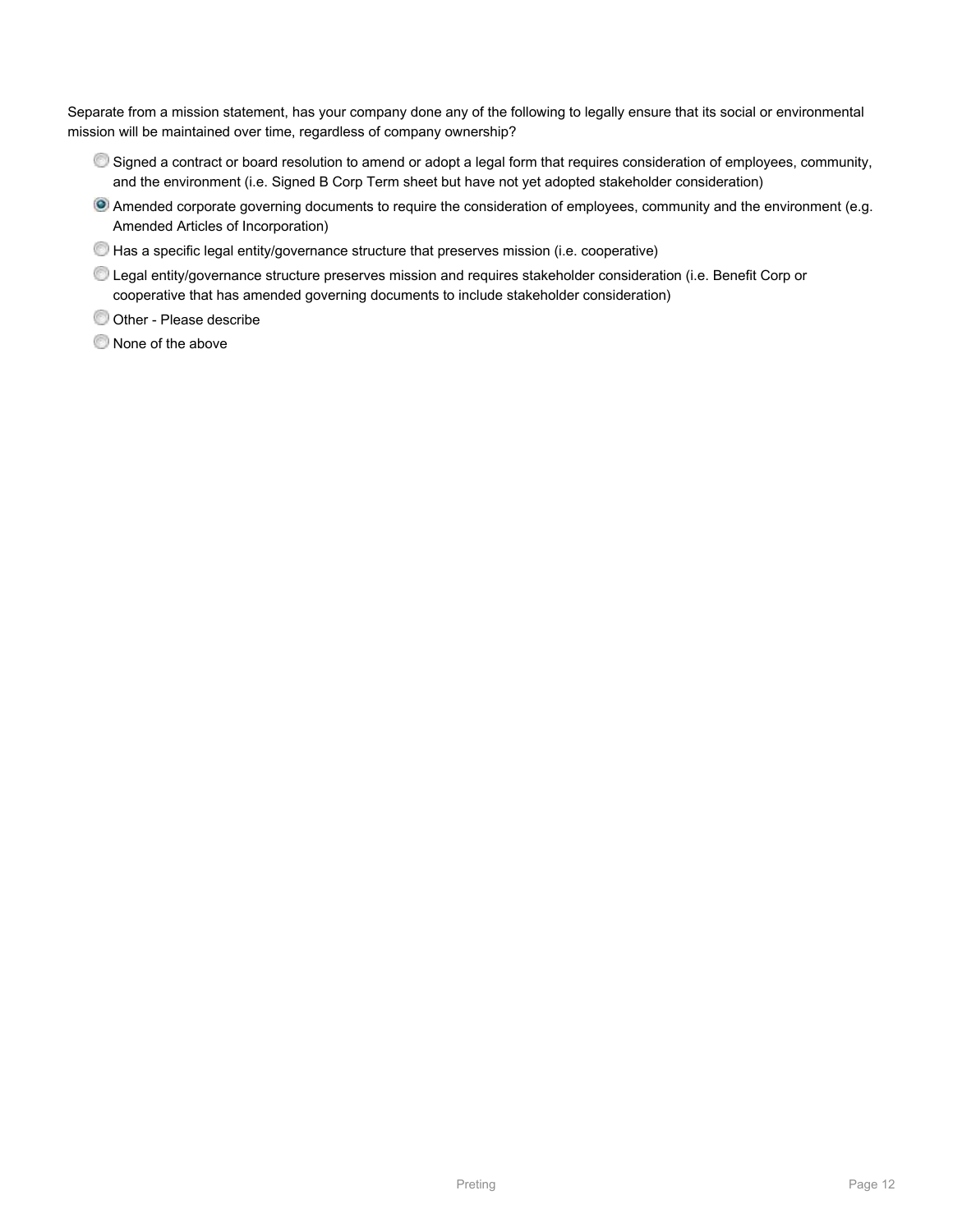Separate from a mission statement, has your company done any of the following to legally ensure that its social or environmental mission will be maintained over time, regardless of company ownership?

- ○ Signed a contract or board resolution to amend or adopt a legal form that requires consideration of employees, community, and the environment (i.e. Signed B Corp Term sheet but have not yet adopted stakeholder consideration)
- ● Amended corporate governing documents to require the consideration of employees, community and the environment (e.g. Amended Articles of Incorporation)
- ○ Has a specific legal entity/governance structure that preserves mission (i.e. cooperative)
- ○ Legal entity/governance structure preserves mission and requires stakeholder consideration (i.e. Benefit Corp or cooperative that has amended governing documents to include stakeholder consideration)
- ○ Other - Please describe
- ○ None of the above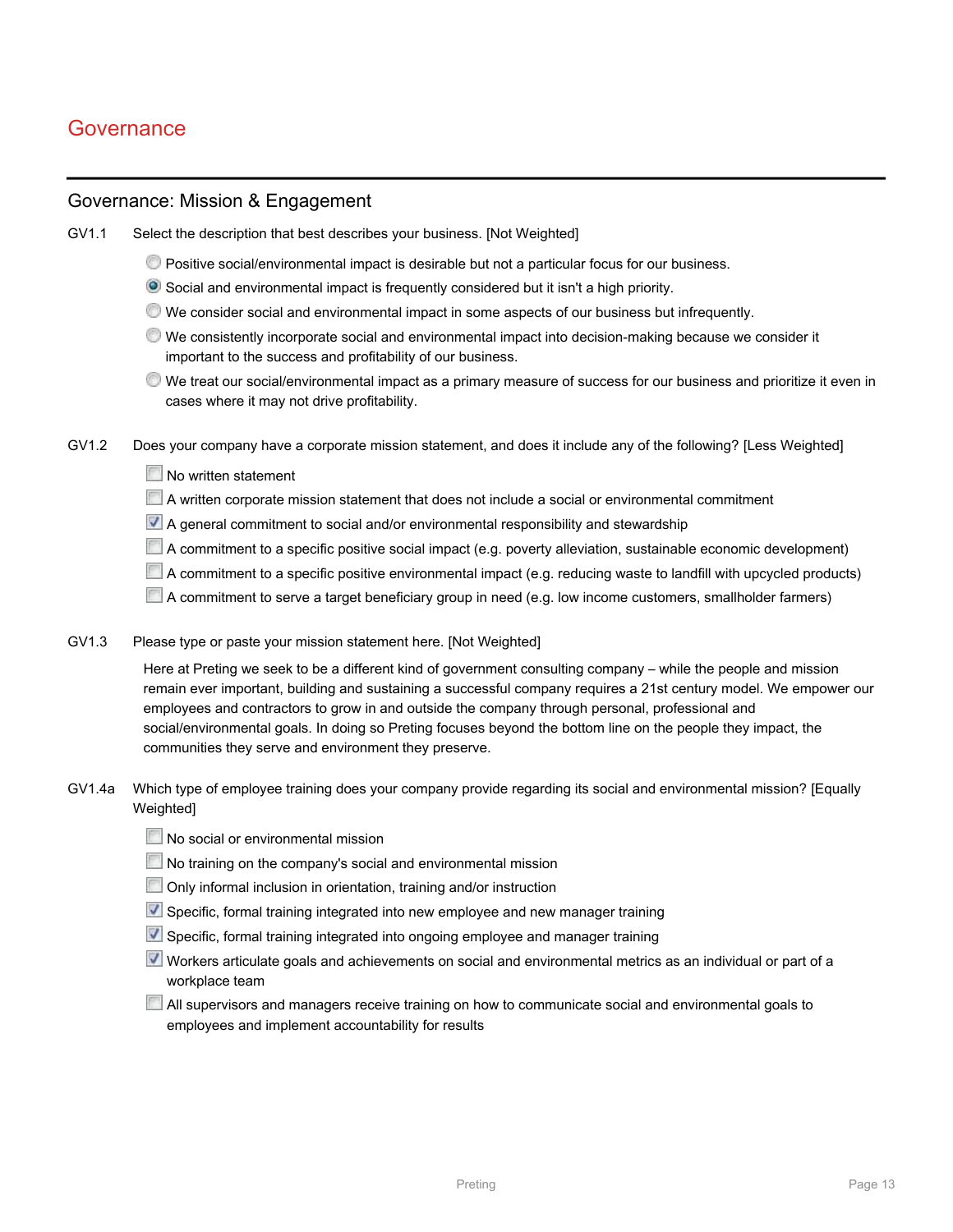# Governance

## Governance: Mission & Engagement

**GV1.1** Select the description that best describes your business. [Not Weighted]

- ○ Positive social/environmental impact is desirable but not a particular focus for our business.
- ● Social and environmental impact is frequently considered but it isn't a high priority.
- ○ We consider social and environmental impact in some aspects of our business but infrequently.
- ○ We consistently incorporate social and environmental impact into decision-making because we consider it important to the success and profitability of our business.
- ○ We treat our social/environmental impact as a primary measure of success for our business and prioritize it even in cases where it may not drive profitability.

**GV1.2** Does your company have a corporate mission statement, and does it include any of the following? [Less Weighted]

- [ ] No written statement
- [ ] A written corporate mission statement that does not include a social or environmental commitment
- [x] A general commitment to social and/or environmental responsibility and stewardship
- [ ] A commitment to a specific positive social impact (e.g. poverty alleviation, sustainable economic development)
- [ ] A commitment to a specific positive environmental impact (e.g. reducing waste to landfill with upcycled products)
- [ ] A commitment to serve a target beneficiary group in need (e.g. low income customers, smallholder farmers)

**GV1.3** Please type or paste your mission statement here. [Not Weighted]

Here at Preting we seek to be a different kind of government consulting company – while the people and mission remain ever important, building and sustaining a successful company requires a 21st century model. We empower our employees and contractors to grow in and outside the company through personal, professional and social/environmental goals. In doing so Preting focuses beyond the bottom line on the people they impact, the communities they serve and environment they preserve.

**GV1.4a** Which type of employee training does your company provide regarding its social and environmental mission? [Equally Weighted]

- [ ] No social or environmental mission
- [ ] No training on the company's social and environmental mission
- [ ] Only informal inclusion in orientation, training and/or instruction
- [x] Specific, formal training integrated into new employee and new manager training
- [x] Specific, formal training integrated into ongoing employee and manager training
- [x] Workers articulate goals and achievements on social and environmental metrics as an individual or part of a workplace team
- [ ] All supervisors and managers receive training on how to communicate social and environmental goals to employees and implement accountability for results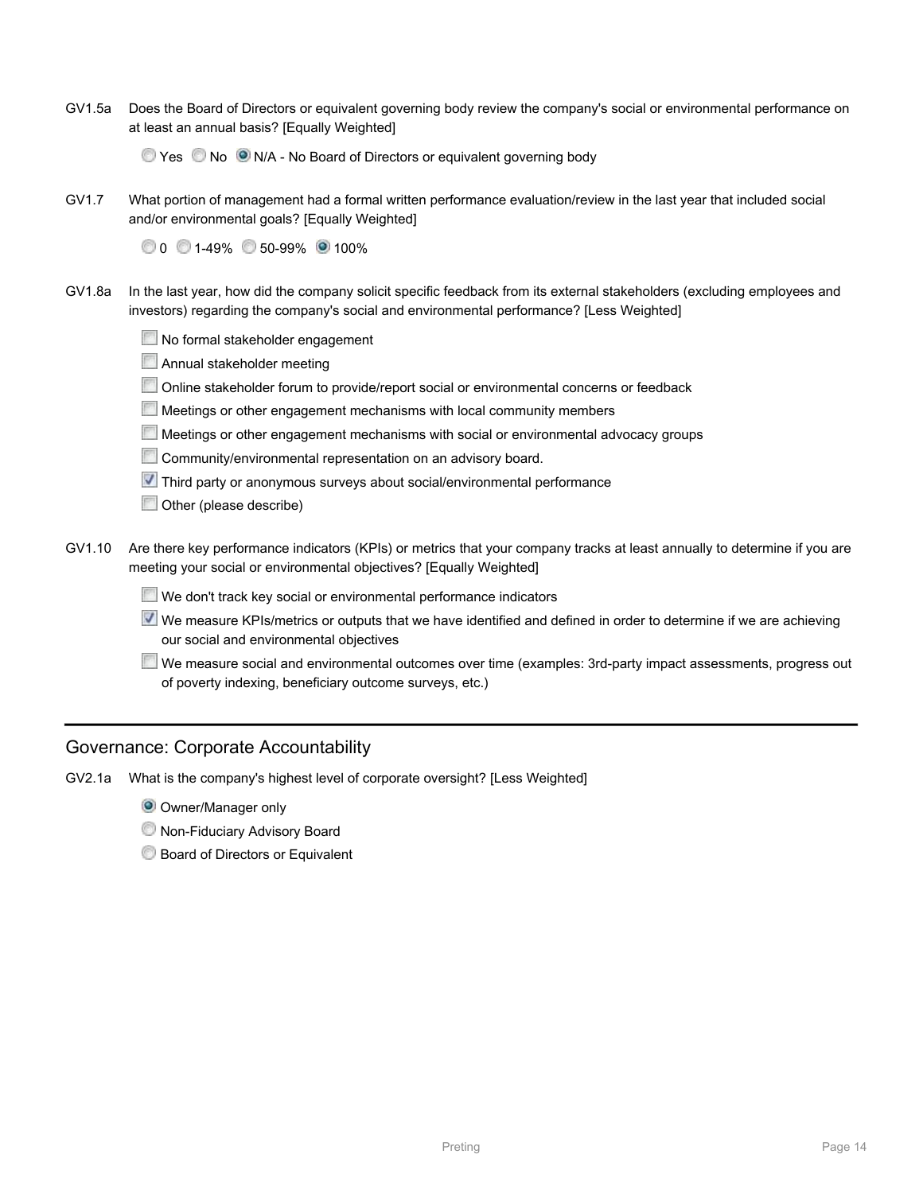GV1.5a Does the Board of Directors or equivalent governing body review the company's social or environmental performance on at least an annual basis? [Equally Weighted]

- ( ) Yes
- ( ) No
- (•) N/A - No Board of Directors or equivalent governing body

GV1.7 What portion of management had a formal written performance evaluation/review in the last year that included social and/or environmental goals? [Equally Weighted]

- ( ) 0
- ( ) 1-49%
- ( ) 50-99%
- (•) 100%

GV1.8a In the last year, how did the company solicit specific feedback from its external stakeholders (excluding employees and investors) regarding the company's social and environmental performance? [Less Weighted]

- [ ] No formal stakeholder engagement
- [ ] Annual stakeholder meeting
- [ ] Online stakeholder forum to provide/report social or environmental concerns or feedback
- [ ] Meetings or other engagement mechanisms with local community members
- [ ] Meetings or other engagement mechanisms with social or environmental advocacy groups
- [ ] Community/environmental representation on an advisory board.
- [x] Third party or anonymous surveys about social/environmental performance
- [ ] Other (please describe)

GV1.10 Are there key performance indicators (KPIs) or metrics that your company tracks at least annually to determine if you are meeting your social or environmental objectives? [Equally Weighted]

- [ ] We don't track key social or environmental performance indicators
- [x] We measure KPIs/metrics or outputs that we have identified and defined in order to determine if we are achieving our social and environmental objectives
- [ ] We measure social and environmental outcomes over time (examples: 3rd-party impact assessments, progress out of poverty indexing, beneficiary outcome surveys, etc.)

## Governance: Corporate Accountability

GV2.1a What is the company's highest level of corporate oversight? [Less Weighted]

- (•) Owner/Manager only
- ( ) Non-Fiduciary Advisory Board
- ( ) Board of Directors or Equivalent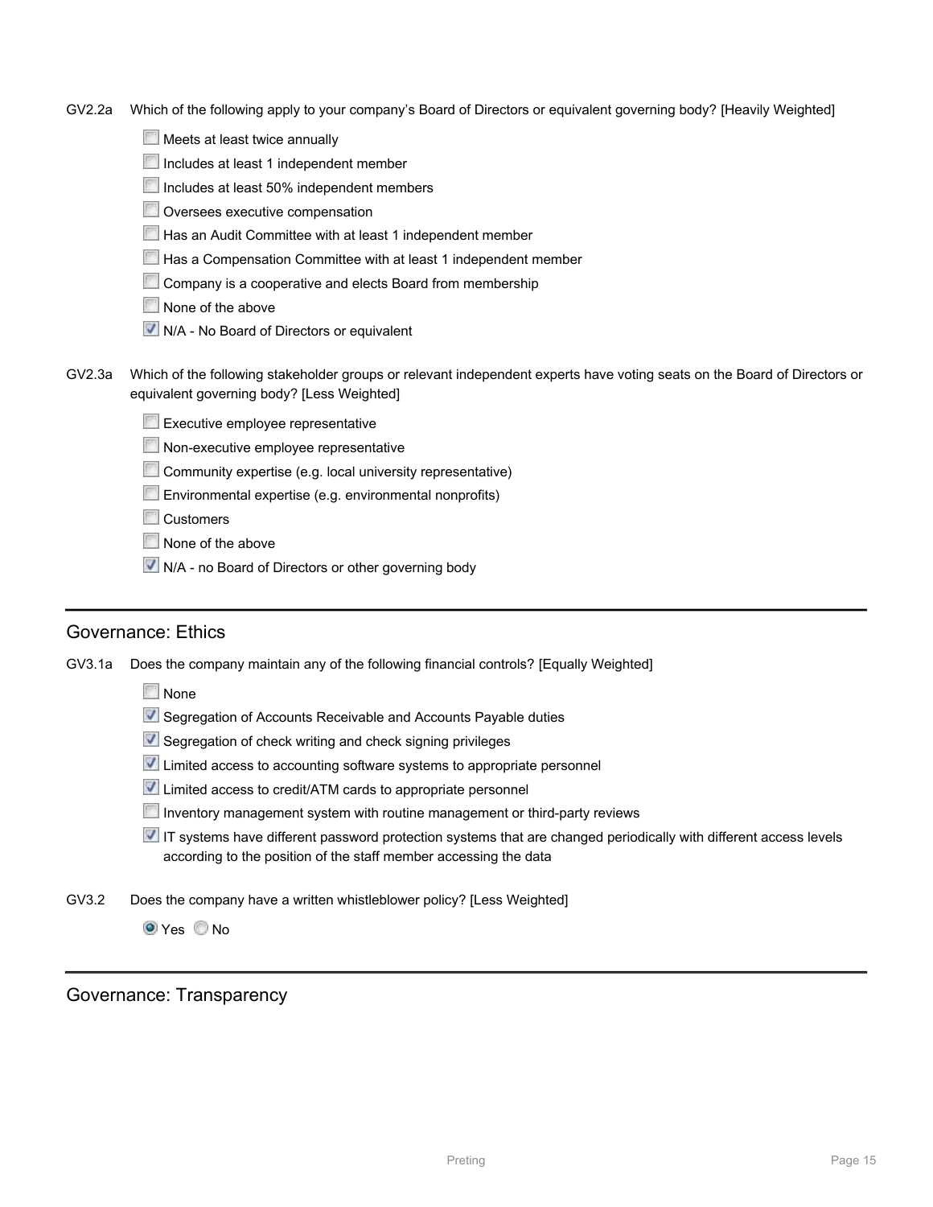GV2.2a Which of the following apply to your company's Board of Directors or equivalent governing body? [Heavily Weighted]

- [ ] Meets at least twice annually
- [ ] Includes at least 1 independent member
- [ ] Includes at least 50% independent members
- [ ] Oversees executive compensation
- [ ] Has an Audit Committee with at least 1 independent member
- [ ] Has a Compensation Committee with at least 1 independent member
- [ ] Company is a cooperative and elects Board from membership
- [ ] None of the above
- [x] N/A - No Board of Directors or equivalent

GV2.3a Which of the following stakeholder groups or relevant independent experts have voting seats on the Board of Directors or equivalent governing body? [Less Weighted]

- [ ] Executive employee representative
- [ ] Non-executive employee representative
- [ ] Community expertise (e.g. local university representative)
- [ ] Environmental expertise (e.g. environmental nonprofits)
- [ ] Customers
- [ ] None of the above
- [x] N/A - no Board of Directors or other governing body

## Governance: Ethics

GV3.1a Does the company maintain any of the following financial controls? [Equally Weighted]

- [ ] None
- [x] Segregation of Accounts Receivable and Accounts Payable duties
- [x] Segregation of check writing and check signing privileges
- [x] Limited access to accounting software systems to appropriate personnel
- [x] Limited access to credit/ATM cards to appropriate personnel
- [ ] Inventory management system with routine management or third-party reviews
- [x] IT systems have different password protection systems that are changed periodically with different access levels according to the position of the staff member accessing the data

GV3.2 Does the company have a written whistleblower policy? [Less Weighted]

(•) Yes ( ) No

## Governance: Transparency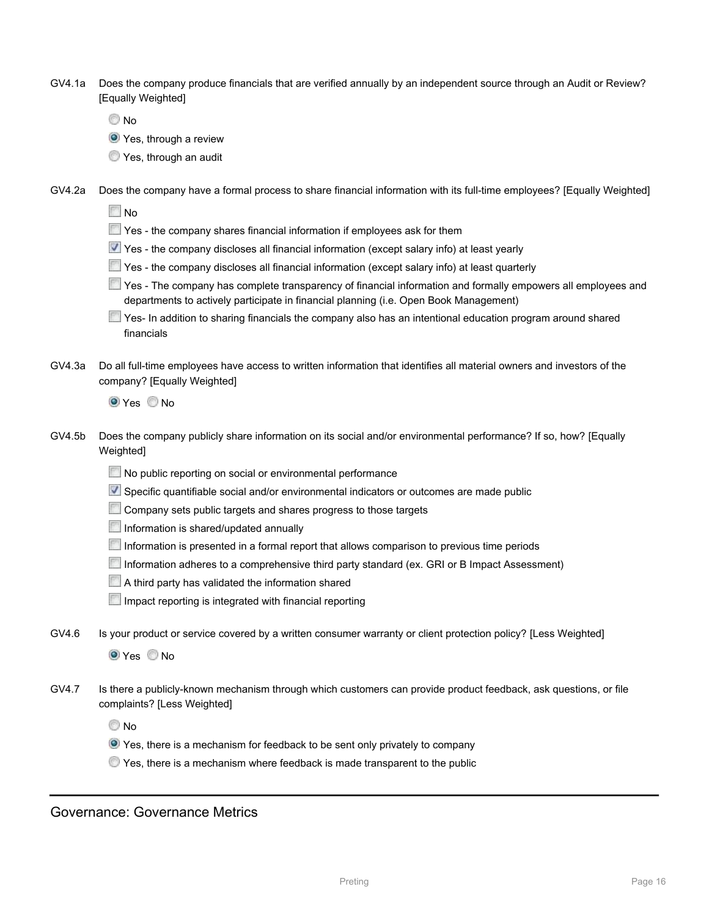GV4.1a Does the company produce financials that are verified annually by an independent source through an Audit or Review? [Equally Weighted]

- ○ No
- ◉ Yes, through a review
- ○ Yes, through an audit

GV4.2a Does the company have a formal process to share financial information with its full-time employees? [Equally Weighted]

- ☐ No
- ☐ Yes - the company shares financial information if employees ask for them
- ☑ Yes - the company discloses all financial information (except salary info) at least yearly
- ☐ Yes - the company discloses all financial information (except salary info) at least quarterly
- ☐ Yes - The company has complete transparency of financial information and formally empowers all employees and departments to actively participate in financial planning (i.e. Open Book Management)
- ☐ Yes- In addition to sharing financials the company also has an intentional education program around shared financials

GV4.3a Do all full-time employees have access to written information that identifies all material owners and investors of the company? [Equally Weighted]

◉ Yes ○ No

GV4.5b Does the company publicly share information on its social and/or environmental performance? If so, how? [Equally Weighted]

- ☐ No public reporting on social or environmental performance
- ☑ Specific quantifiable social and/or environmental indicators or outcomes are made public
- ☐ Company sets public targets and shares progress to those targets
- ☐ Information is shared/updated annually
- ☐ Information is presented in a formal report that allows comparison to previous time periods
- ☐ Information adheres to a comprehensive third party standard (ex. GRI or B Impact Assessment)
- ☐ A third party has validated the information shared
- ☐ Impact reporting is integrated with financial reporting

GV4.6 Is your product or service covered by a written consumer warranty or client protection policy? [Less Weighted]

◉ Yes ○ No

GV4.7 Is there a publicly-known mechanism through which customers can provide product feedback, ask questions, or file complaints? [Less Weighted]

- ○ No
- ◉ Yes, there is a mechanism for feedback to be sent only privately to company
- ○ Yes, there is a mechanism where feedback is made transparent to the public

## Governance: Governance Metrics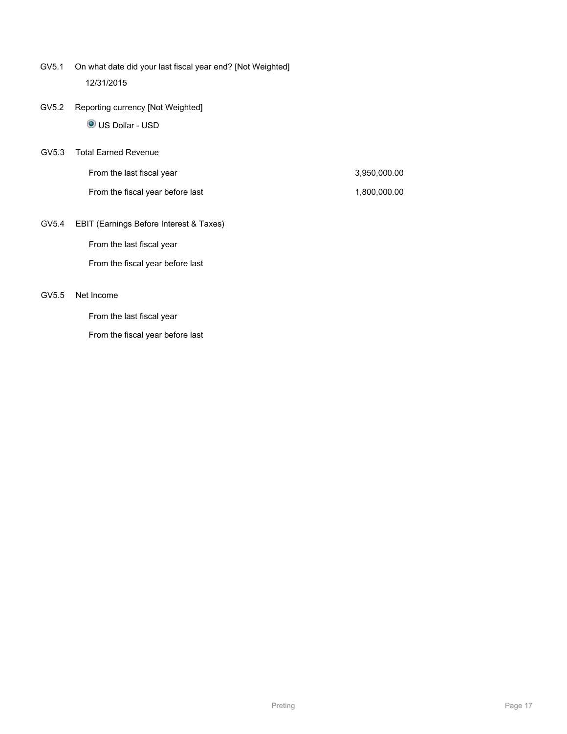GV5.1 On what date did your last fiscal year end? [Not Weighted]

12/31/2015

GV5.2 Reporting currency [Not Weighted]

US Dollar - USD

GV5.3 Total Earned Revenue

| | |
|---|---|
| From the last fiscal year | 3,950,000.00 |
| From the fiscal year before last | 1,800,000.00 |

GV5.4 EBIT (Earnings Before Interest & Taxes)

From the last fiscal year

From the fiscal year before last

GV5.5 Net Income

From the last fiscal year

From the fiscal year before last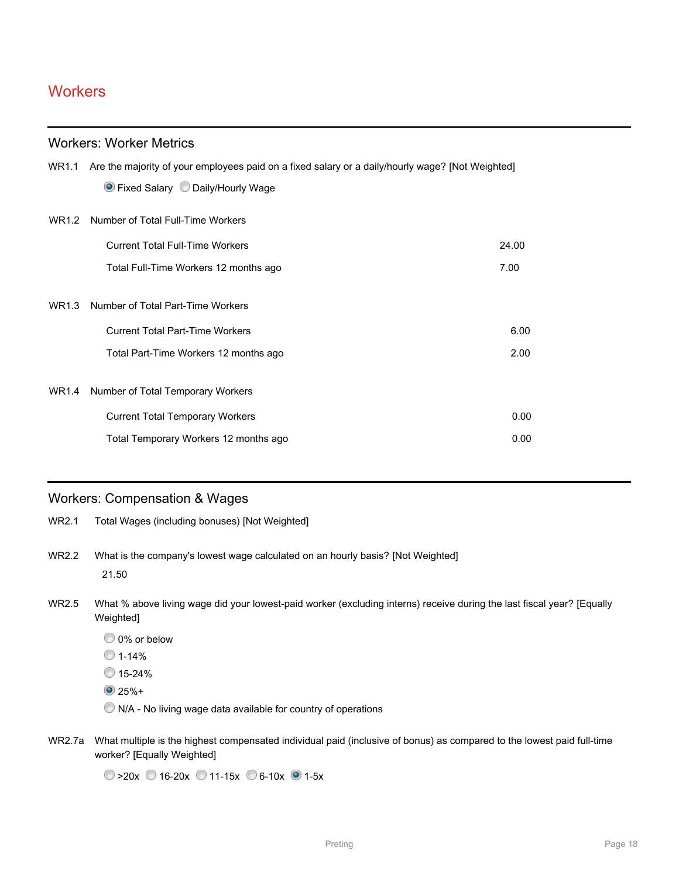# Workers

## Workers: Worker Metrics

WR1.1 Are the majority of your employees paid on a fixed salary or a daily/hourly wage? [Not Weighted]

- (●) Fixed Salary
- ( ) Daily/Hourly Wage

WR1.2 Number of Total Full-Time Workers

| | |
|---|---|
| Current Total Full-Time Workers | 24.00 |
| Total Full-Time Workers 12 months ago | 7.00 |

WR1.3 Number of Total Part-Time Workers

| | |
|---|---|
| Current Total Part-Time Workers | 6.00 |
| Total Part-Time Workers 12 months ago | 2.00 |

WR1.4 Number of Total Temporary Workers

| | |
|---|---|
| Current Total Temporary Workers | 0.00 |
| Total Temporary Workers 12 months ago | 0.00 |

## Workers: Compensation & Wages

WR2.1 Total Wages (including bonuses) [Not Weighted]

WR2.2 What is the company's lowest wage calculated on an hourly basis? [Not Weighted]

21.50

WR2.5 What % above living wage did your lowest-paid worker (excluding interns) receive during the last fiscal year? [Equally Weighted]

- ( ) 0% or below
- ( ) 1-14%
- ( ) 15-24%
- (●) 25%+
- ( ) N/A - No living wage data available for country of operations

WR2.7a What multiple is the highest compensated individual paid (inclusive of bonus) as compared to the lowest paid full-time worker? [Equally Weighted]

- ( ) >20x
- ( ) 16-20x
- ( ) 11-15x
- ( ) 6-10x
- (●) 1-5x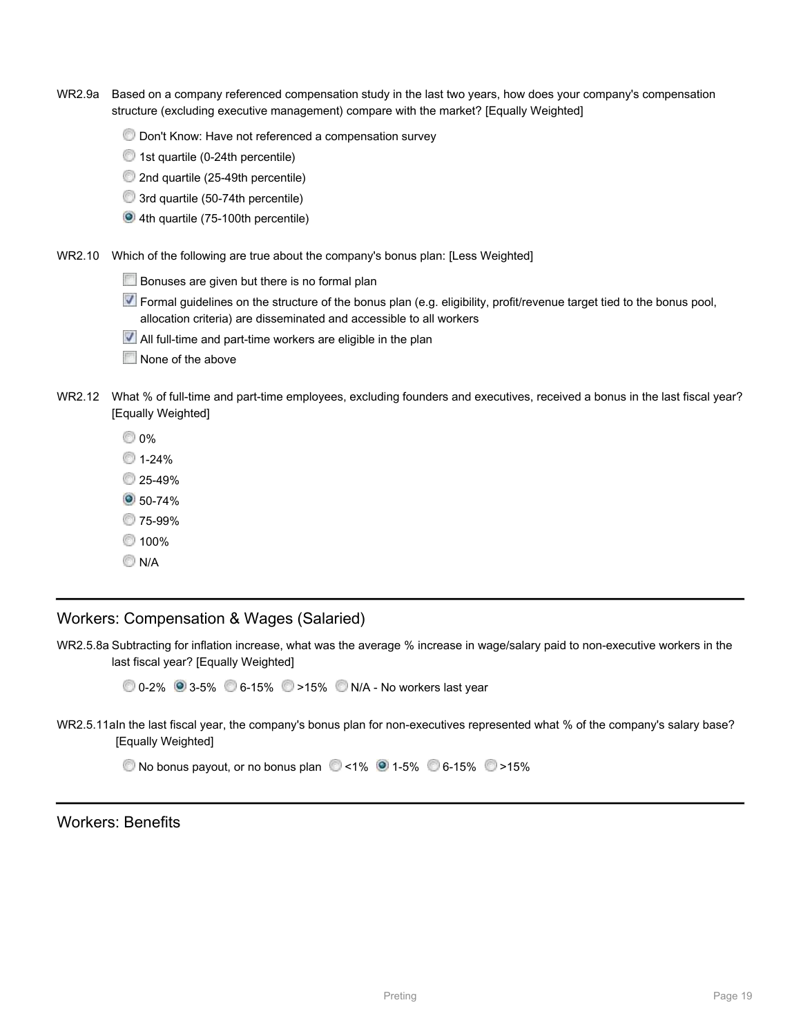WR2.9a Based on a company referenced compensation study in the last two years, how does your company's compensation structure (excluding executive management) compare with the market? [Equally Weighted]

- ○ Don't Know: Have not referenced a compensation survey
- ○ 1st quartile (0-24th percentile)
- ○ 2nd quartile (25-49th percentile)
- ○ 3rd quartile (50-74th percentile)
- ◉ 4th quartile (75-100th percentile)

WR2.10 Which of the following are true about the company's bonus plan: [Less Weighted]

- ☐ Bonuses are given but there is no formal plan
- ☑ Formal guidelines on the structure of the bonus plan (e.g. eligibility, profit/revenue target tied to the bonus pool, allocation criteria) are disseminated and accessible to all workers
- ☑ All full-time and part-time workers are eligible in the plan
- ☐ None of the above

WR2.12 What % of full-time and part-time employees, excluding founders and executives, received a bonus in the last fiscal year? [Equally Weighted]

- ○ 0%
- ○ 1-24%
- ○ 25-49%
- ◉ 50-74%
- ○ 75-99%
- ○ 100%
- ○ N/A

## Workers: Compensation & Wages (Salaried)

WR2.5.8a Subtracting for inflation increase, what was the average % increase in wage/salary paid to non-executive workers in the last fiscal year? [Equally Weighted]

○ 0-2% ◉ 3-5% ○ 6-15% ○ >15% ○ N/A - No workers last year

WR2.5.11a In the last fiscal year, the company's bonus plan for non-executives represented what % of the company's salary base? [Equally Weighted]

○ No bonus payout, or no bonus plan ○ <1% ◉ 1-5% ○ 6-15% ○ >15%

## Workers: Benefits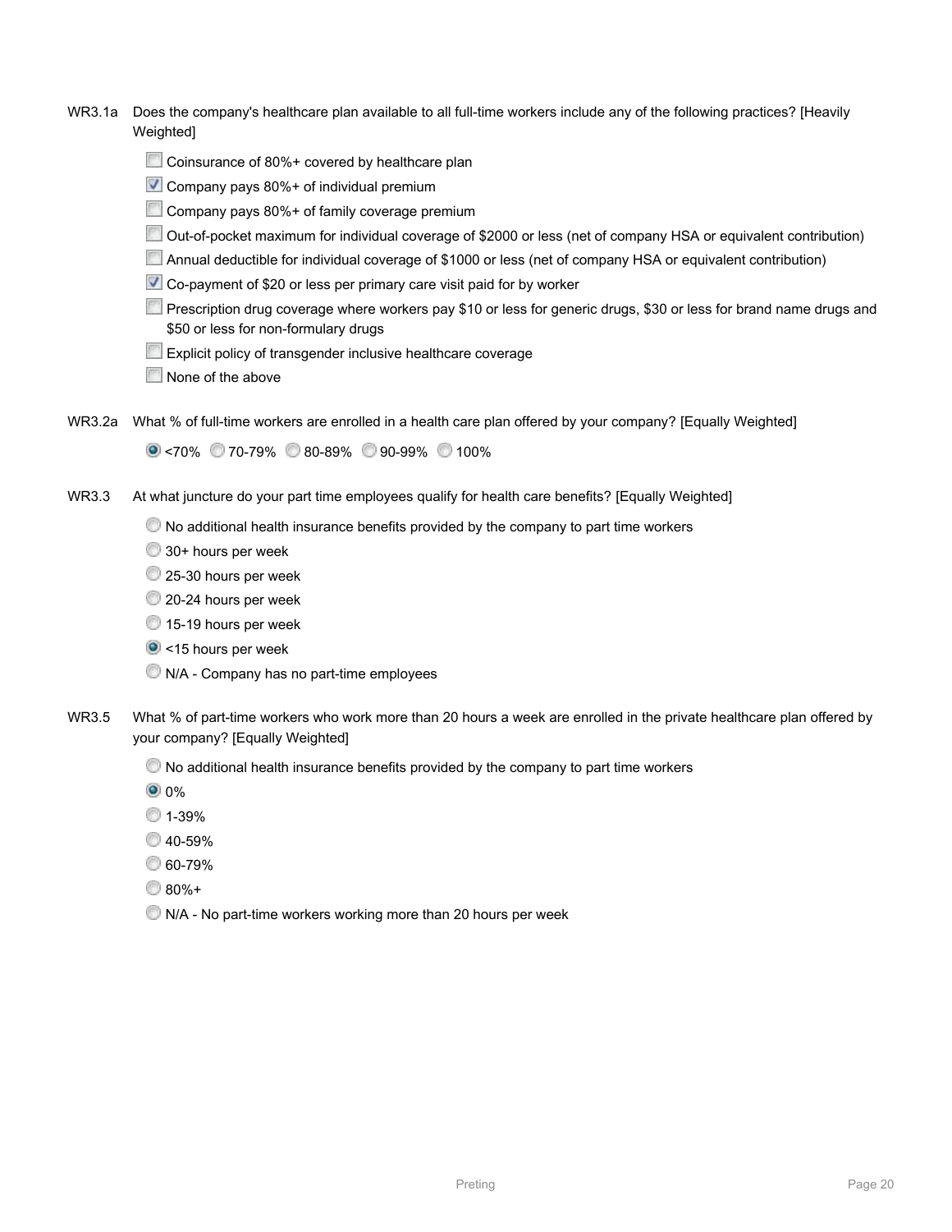WR3.1a Does the company's healthcare plan available to all full-time workers include any of the following practices? [Heavily Weighted]

- [ ] Coinsurance of 80%+ covered by healthcare plan
- [x] Company pays 80%+ of individual premium
- [ ] Company pays 80%+ of family coverage premium
- [ ] Out-of-pocket maximum for individual coverage of $2000 or less (net of company HSA or equivalent contribution)
- [ ] Annual deductible for individual coverage of $1000 or less (net of company HSA or equivalent contribution)
- [x] Co-payment of $20 or less per primary care visit paid for by worker
- [ ] Prescription drug coverage where workers pay $10 or less for generic drugs, $30 or less for brand name drugs and $50 or less for non-formulary drugs
- [ ] Explicit policy of transgender inclusive healthcare coverage
- [ ] None of the above

WR3.2a What % of full-time workers are enrolled in a health care plan offered by your company? [Equally Weighted]

(●) <70% ( ) 70-79% ( ) 80-89% ( ) 90-99% ( ) 100%

WR3.3 At what juncture do your part time employees qualify for health care benefits? [Equally Weighted]

- ( ) No additional health insurance benefits provided by the company to part time workers
- ( ) 30+ hours per week
- ( ) 25-30 hours per week
- ( ) 20-24 hours per week
- ( ) 15-19 hours per week
- (●) <15 hours per week
- ( ) N/A - Company has no part-time employees

WR3.5 What % of part-time workers who work more than 20 hours a week are enrolled in the private healthcare plan offered by your company? [Equally Weighted]

- ( ) No additional health insurance benefits provided by the company to part time workers
- (●) 0%
- ( ) 1-39%
- ( ) 40-59%
- ( ) 60-79%
- ( ) 80%+
- ( ) N/A - No part-time workers working more than 20 hours per week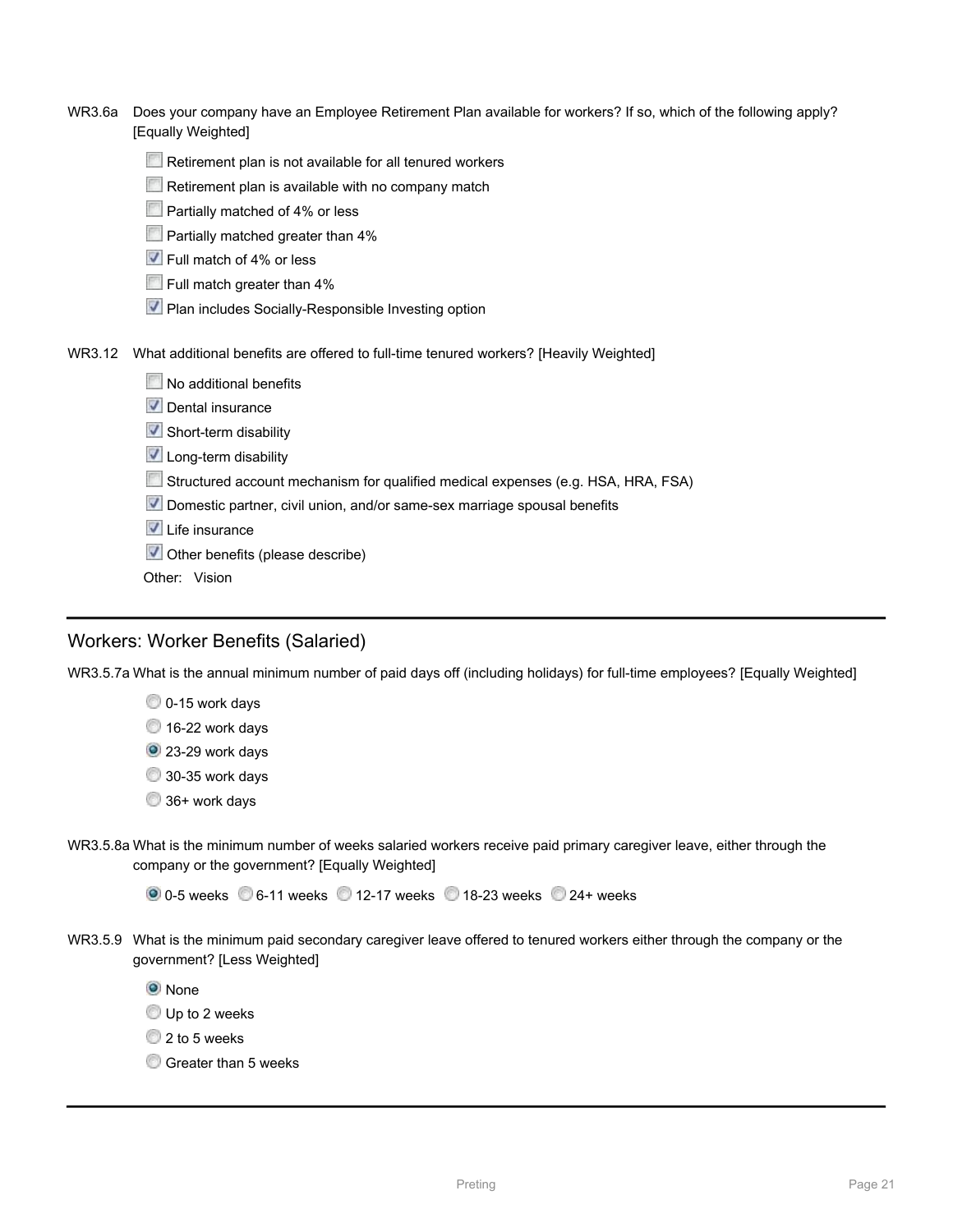WR3.6a Does your company have an Employee Retirement Plan available for workers? If so, which of the following apply? [Equally Weighted]

- [ ] Retirement plan is not available for all tenured workers
- [ ] Retirement plan is available with no company match
- [ ] Partially matched of 4% or less
- [ ] Partially matched greater than 4%
- [x] Full match of 4% or less
- [ ] Full match greater than 4%
- [x] Plan includes Socially-Responsible Investing option

WR3.12 What additional benefits are offered to full-time tenured workers? [Heavily Weighted]

- [ ] No additional benefits
- [x] Dental insurance
- [x] Short-term disability
- [x] Long-term disability
- [ ] Structured account mechanism for qualified medical expenses (e.g. HSA, HRA, FSA)
- [x] Domestic partner, civil union, and/or same-sex marriage spousal benefits
- [x] Life insurance
- [x] Other benefits (please describe)

Other: Vision

## Workers: Worker Benefits (Salaried)

WR3.5.7a What is the annual minimum number of paid days off (including holidays) for full-time employees? [Equally Weighted]

- ( ) 0-15 work days
- ( ) 16-22 work days
- (•) 23-29 work days
- ( ) 30-35 work days
- ( ) 36+ work days

WR3.5.8a What is the minimum number of weeks salaried workers receive paid primary caregiver leave, either through the company or the government? [Equally Weighted]

(•) 0-5 weeks ( ) 6-11 weeks ( ) 12-17 weeks ( ) 18-23 weeks ( ) 24+ weeks

WR3.5.9 What is the minimum paid secondary caregiver leave offered to tenured workers either through the company or the government? [Less Weighted]

- (•) None
- ( ) Up to 2 weeks
- ( ) 2 to 5 weeks
- ( ) Greater than 5 weeks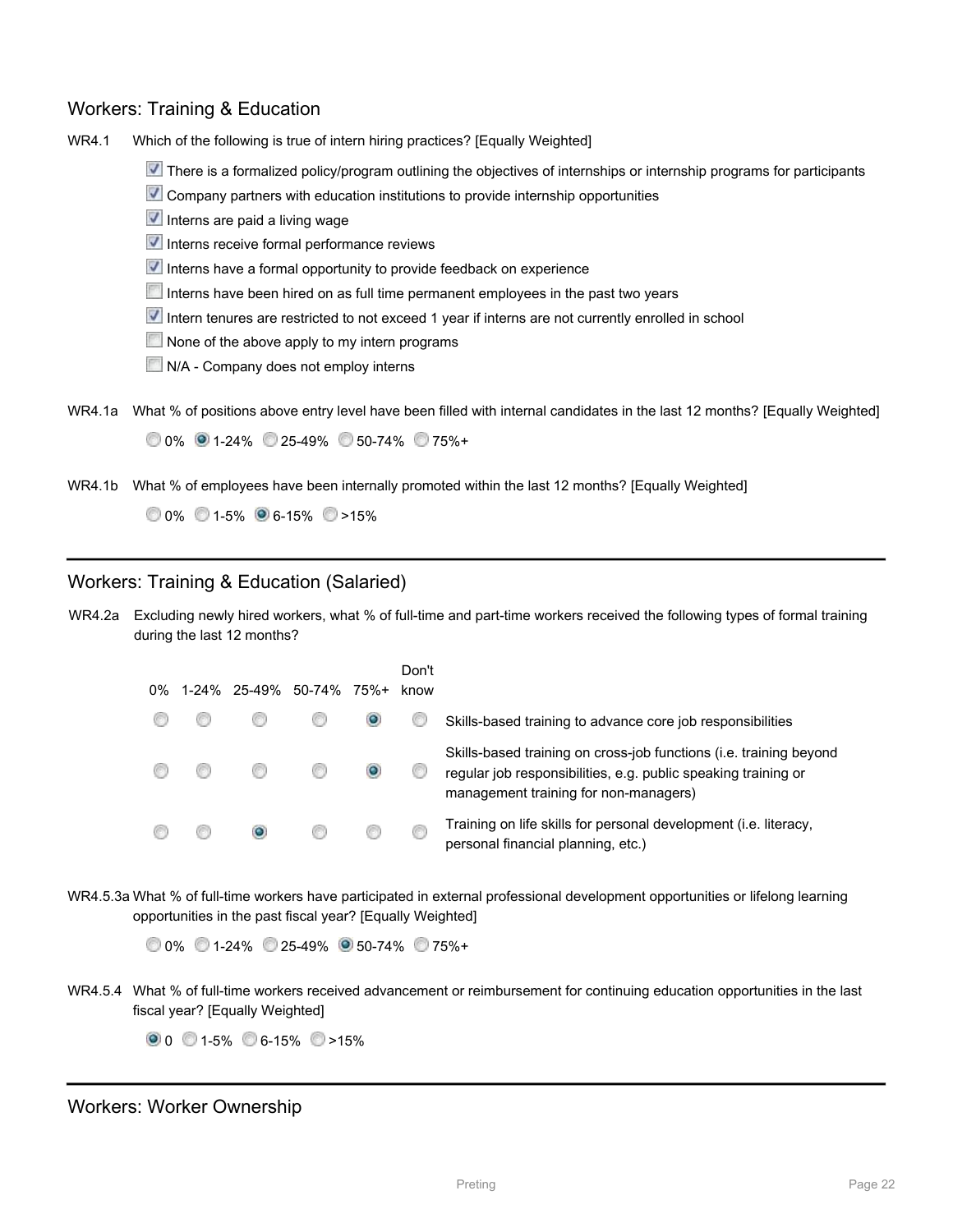## Workers: Training & Education

WR4.1 Which of the following is true of intern hiring practices? [Equally Weighted]

- [x] There is a formalized policy/program outlining the objectives of internships or internship programs for participants
- [x] Company partners with education institutions to provide internship opportunities
- [x] Interns are paid a living wage
- [x] Interns receive formal performance reviews
- [x] Interns have a formal opportunity to provide feedback on experience
- [ ] Interns have been hired on as full time permanent employees in the past two years
- [x] Intern tenures are restricted to not exceed 1 year if interns are not currently enrolled in school
- [ ] None of the above apply to my intern programs
- [ ] N/A - Company does not employ interns

WR4.1a What % of positions above entry level have been filled with internal candidates in the last 12 months? [Equally Weighted]

○ 0% ● 1-24% ○ 25-49% ○ 50-74% ○ 75%+

WR4.1b What % of employees have been internally promoted within the last 12 months? [Equally Weighted]

○ 0% ○ 1-5% ● 6-15% ○ >15%

## Workers: Training & Education (Salaried)

WR4.2a Excluding newly hired workers, what % of full-time and part-time workers received the following types of formal training during the last 12 months?

| 0% | 1-24% | 25-49% | 50-74% | 75%+ | Don't know | |
|---|---|---|---|---|---|---|
| ○ | ○ | ○ | ○ | ● | ○ | Skills-based training to advance core job responsibilities |
| ○ | ○ | ○ | ○ | ● | ○ | Skills-based training on cross-job functions (i.e. training beyond regular job responsibilities, e.g. public speaking training or management training for non-managers) |
| ○ | ○ | ● | ○ | ○ | ○ | Training on life skills for personal development (i.e. literacy, personal financial planning, etc.) |

WR4.5.3a What % of full-time workers have participated in external professional development opportunities or lifelong learning opportunities in the past fiscal year? [Equally Weighted]

○ 0% ○ 1-24% ○ 25-49% ● 50-74% ○ 75%+

WR4.5.4 What % of full-time workers received advancement or reimbursement for continuing education opportunities in the last fiscal year? [Equally Weighted]

● 0 ○ 1-5% ○ 6-15% ○ >15%

## Workers: Worker Ownership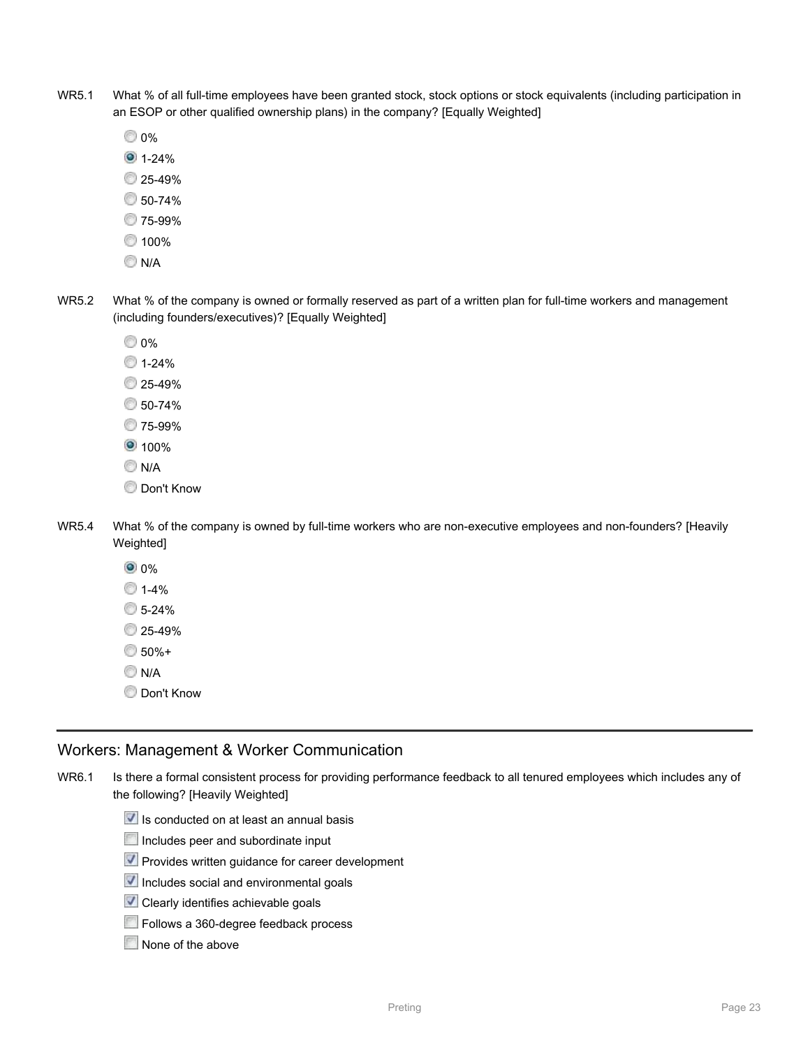WR5.1 What % of all full-time employees have been granted stock, stock options or stock equivalents (including participation in an ESOP or other qualified ownership plans) in the company? [Equally Weighted]

- ○ 0%
- ● 1-24%
- ○ 25-49%
- ○ 50-74%
- ○ 75-99%
- ○ 100%
- ○ N/A

WR5.2 What % of the company is owned or formally reserved as part of a written plan for full-time workers and management (including founders/executives)? [Equally Weighted]

- ○ 0%
- ○ 1-24%
- ○ 25-49%
- ○ 50-74%
- ○ 75-99%
- ● 100%
- ○ N/A
- ○ Don't Know

WR5.4 What % of the company is owned by full-time workers who are non-executive employees and non-founders? [Heavily Weighted]

- ● 0%
- ○ 1-4%
- ○ 5-24%
- ○ 25-49%
- ○ 50%+
- ○ N/A
- ○ Don't Know

---

## Workers: Management & Worker Communication

WR6.1 Is there a formal consistent process for providing performance feedback to all tenured employees which includes any of the following? [Heavily Weighted]

- [x] Is conducted on at least an annual basis
- [ ] Includes peer and subordinate input
- [x] Provides written guidance for career development
- [x] Includes social and environmental goals
- [x] Clearly identifies achievable goals
- [ ] Follows a 360-degree feedback process
- [ ] None of the above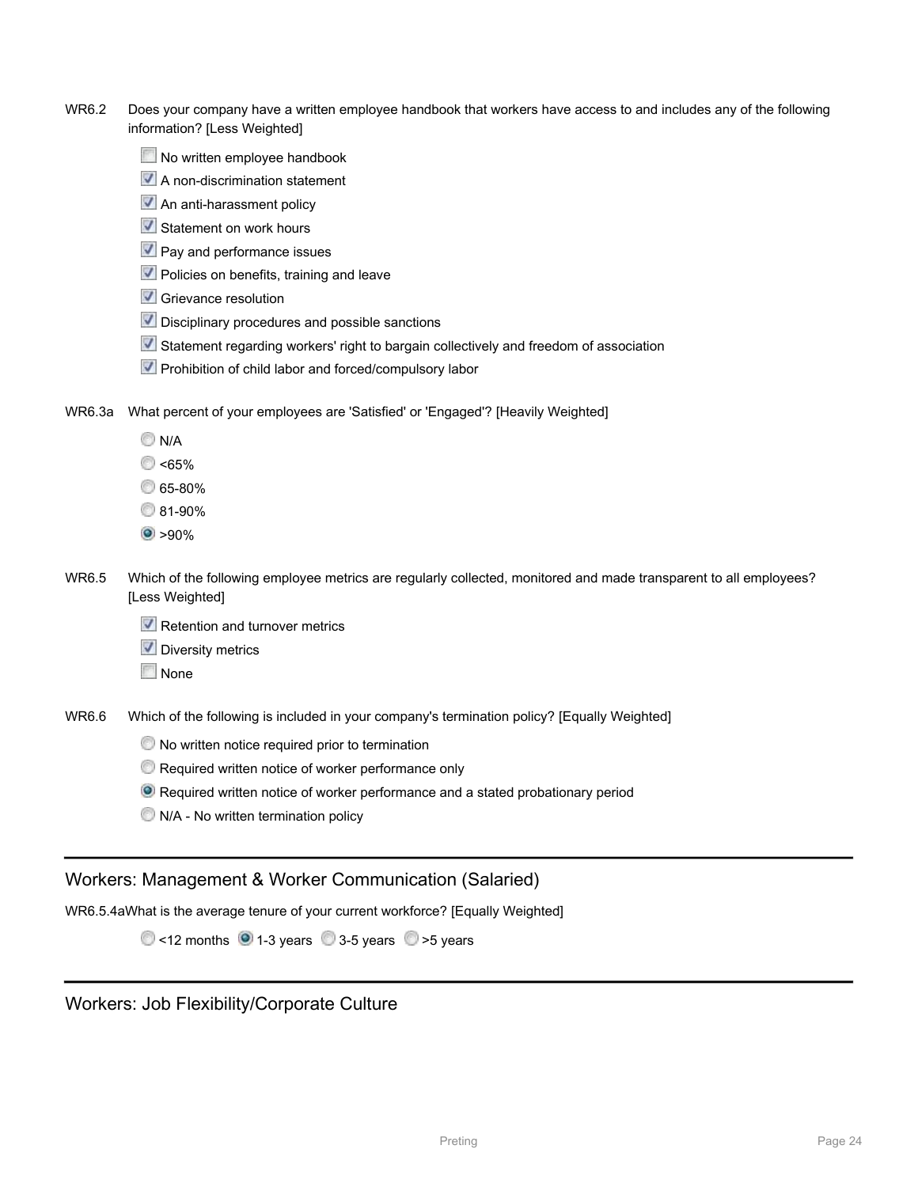WR6.2 Does your company have a written employee handbook that workers have access to and includes any of the following information? [Less Weighted]

- [ ] No written employee handbook
- [x] A non-discrimination statement
- [x] An anti-harassment policy
- [x] Statement on work hours
- [x] Pay and performance issues
- [x] Policies on benefits, training and leave
- [x] Grievance resolution
- [x] Disciplinary procedures and possible sanctions
- [x] Statement regarding workers' right to bargain collectively and freedom of association
- [x] Prohibition of child labor and forced/compulsory labor

WR6.3a What percent of your employees are 'Satisfied' or 'Engaged'? [Heavily Weighted]

- ( ) N/A
- ( ) <65%
- ( ) 65-80%
- ( ) 81-90%
- (•) >90%

WR6.5 Which of the following employee metrics are regularly collected, monitored and made transparent to all employees? [Less Weighted]

- [x] Retention and turnover metrics
- [x] Diversity metrics
- [ ] None

WR6.6 Which of the following is included in your company's termination policy? [Equally Weighted]

- ( ) No written notice required prior to termination
- ( ) Required written notice of worker performance only
- (•) Required written notice of worker performance and a stated probationary period
- ( ) N/A - No written termination policy

## Workers: Management & Worker Communication (Salaried)

WR6.5.4a What is the average tenure of your current workforce? [Equally Weighted]

( ) <12 months (•) 1-3 years ( ) 3-5 years ( ) >5 years

## Workers: Job Flexibility/Corporate Culture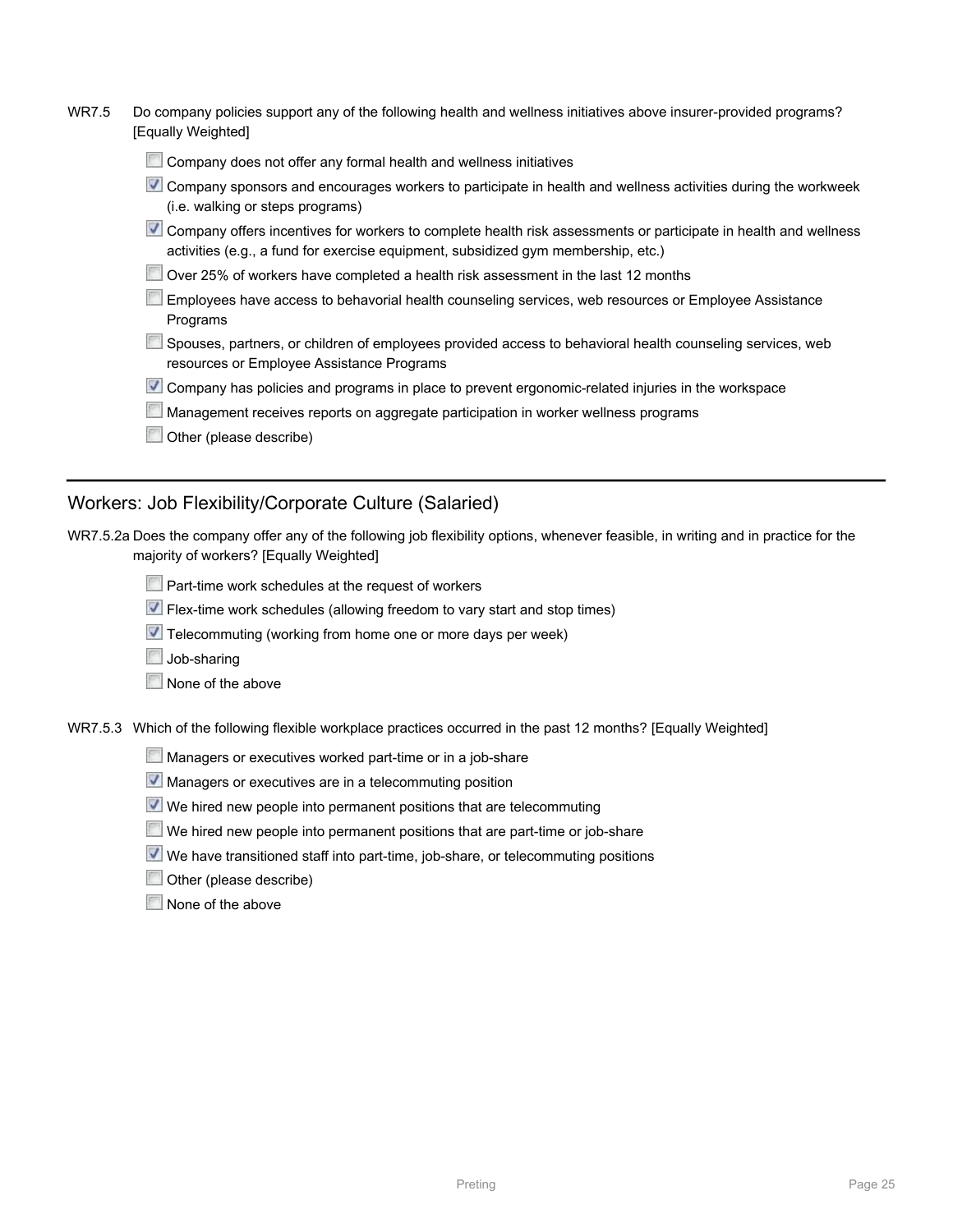WR7.5 Do company policies support any of the following health and wellness initiatives above insurer-provided programs? [Equally Weighted]

- [ ] Company does not offer any formal health and wellness initiatives
- [x] Company sponsors and encourages workers to participate in health and wellness activities during the workweek (i.e. walking or steps programs)
- [x] Company offers incentives for workers to complete health risk assessments or participate in health and wellness activities (e.g., a fund for exercise equipment, subsidized gym membership, etc.)
- [ ] Over 25% of workers have completed a health risk assessment in the last 12 months
- [ ] Employees have access to behavorial health counseling services, web resources or Employee Assistance Programs
- [ ] Spouses, partners, or children of employees provided access to behavioral health counseling services, web resources or Employee Assistance Programs
- [x] Company has policies and programs in place to prevent ergonomic-related injuries in the workspace
- [ ] Management receives reports on aggregate participation in worker wellness programs
- [ ] Other (please describe)

---

## Workers: Job Flexibility/Corporate Culture (Salaried)

WR7.5.2a Does the company offer any of the following job flexibility options, whenever feasible, in writing and in practice for the majority of workers? [Equally Weighted]

- [ ] Part-time work schedules at the request of workers
- [x] Flex-time work schedules (allowing freedom to vary start and stop times)
- [x] Telecommuting (working from home one or more days per week)
- [ ] Job-sharing
- [ ] None of the above

WR7.5.3 Which of the following flexible workplace practices occurred in the past 12 months? [Equally Weighted]

- [ ] Managers or executives worked part-time or in a job-share
- [x] Managers or executives are in a telecommuting position
- [x] We hired new people into permanent positions that are telecommuting
- [ ] We hired new people into permanent positions that are part-time or job-share
- [x] We have transitioned staff into part-time, job-share, or telecommuting positions
- [ ] Other (please describe)
- [ ] None of the above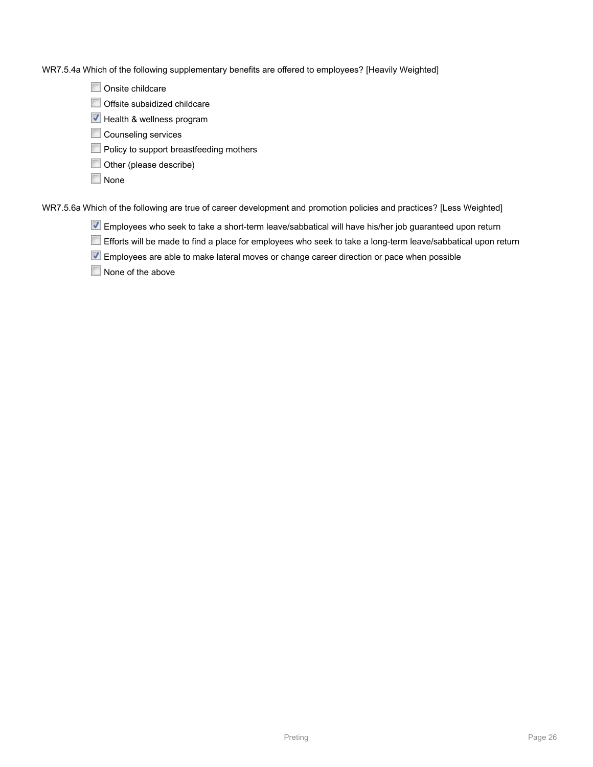WR7.5.4a Which of the following supplementary benefits are offered to employees? [Heavily Weighted]

- [ ] Onsite childcare
- [ ] Offsite subsidized childcare
- [x] Health & wellness program
- [ ] Counseling services
- [ ] Policy to support breastfeeding mothers
- [ ] Other (please describe)
- [ ] None

WR7.5.6a Which of the following are true of career development and promotion policies and practices? [Less Weighted]

- [x] Employees who seek to take a short-term leave/sabbatical will have his/her job guaranteed upon return
- [ ] Efforts will be made to find a place for employees who seek to take a long-term leave/sabbatical upon return
- [x] Employees are able to make lateral moves or change career direction or pace when possible
- [ ] None of the above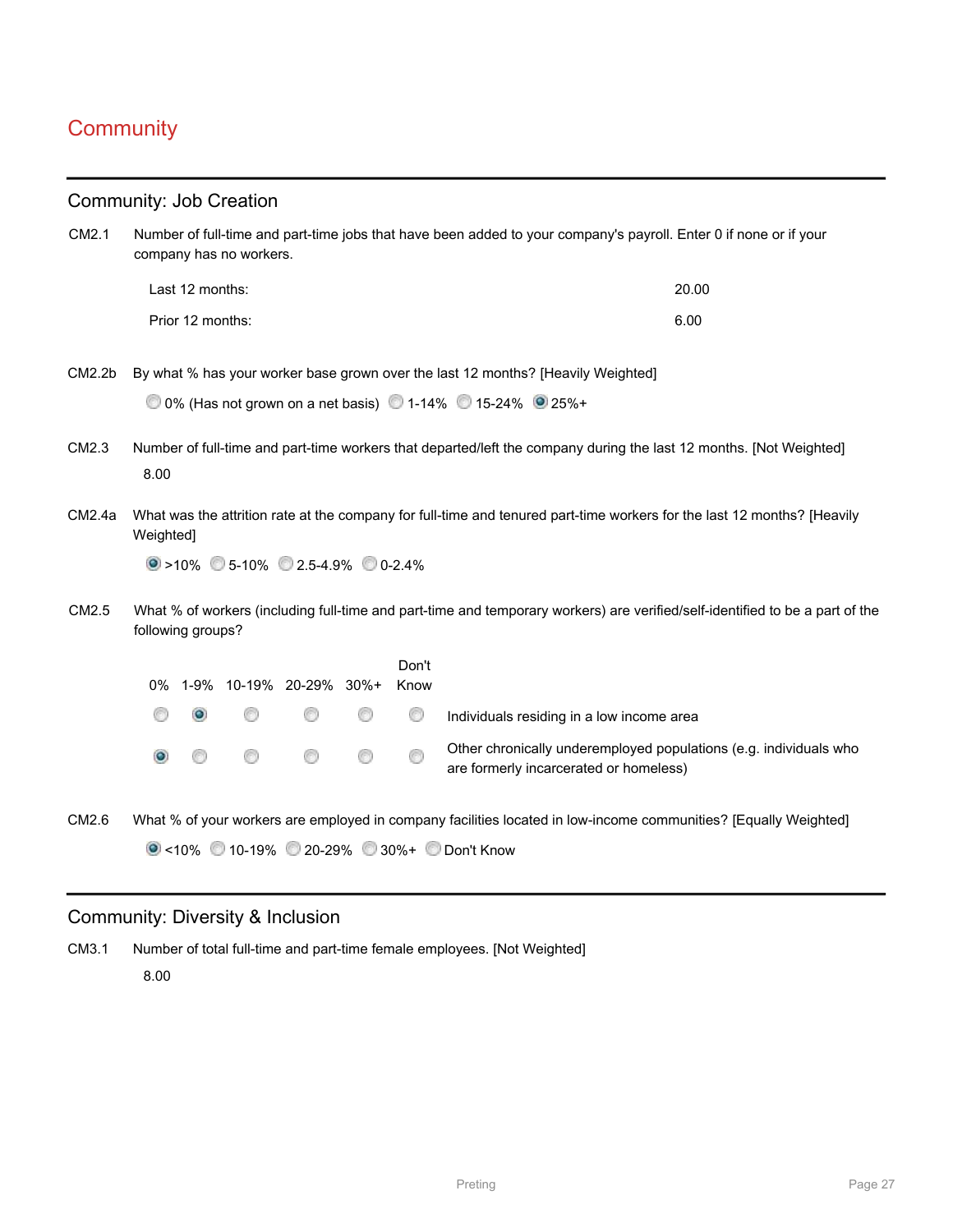# Community

## Community: Job Creation

CM2.1 Number of full-time and part-time jobs that have been added to your company's payroll. Enter 0 if none or if your company has no workers.

| | |
|---|---|
| Last 12 months: | 20.00 |
| Prior 12 months: | 6.00 |

CM2.2b By what % has your worker base grown over the last 12 months? [Heavily Weighted]

- [ ] 0% (Has not grown on a net basis)
- [ ] 1-14%
- [ ] 15-24%
- [x] 25%+

CM2.3 Number of full-time and part-time workers that departed/left the company during the last 12 months. [Not Weighted]

8.00

CM2.4a What was the attrition rate at the company for full-time and tenured part-time workers for the last 12 months? [Heavily Weighted]

- [x] >10%
- [ ] 5-10%
- [ ] 2.5-4.9%
- [ ] 0-2.4%

CM2.5 What % of workers (including full-time and part-time and temporary workers) are verified/self-identified to be a part of the following groups?

| 0% | 1-9% | 10-19% | 20-29% | 30%+ | Don't Know | |
|---|---|---|---|---|---|---|
| ○ | ● | ○ | ○ | ○ | ○ | Individuals residing in a low income area |
| ● | ○ | ○ | ○ | ○ | ○ | Other chronically underemployed populations (e.g. individuals who are formerly incarcerated or homeless) |

CM2.6 What % of your workers are employed in company facilities located in low-income communities? [Equally Weighted]

- [x] <10%
- [ ] 10-19%
- [ ] 20-29%
- [ ] 30%+
- [ ] Don't Know

## Community: Diversity & Inclusion

CM3.1 Number of total full-time and part-time female employees. [Not Weighted]

8.00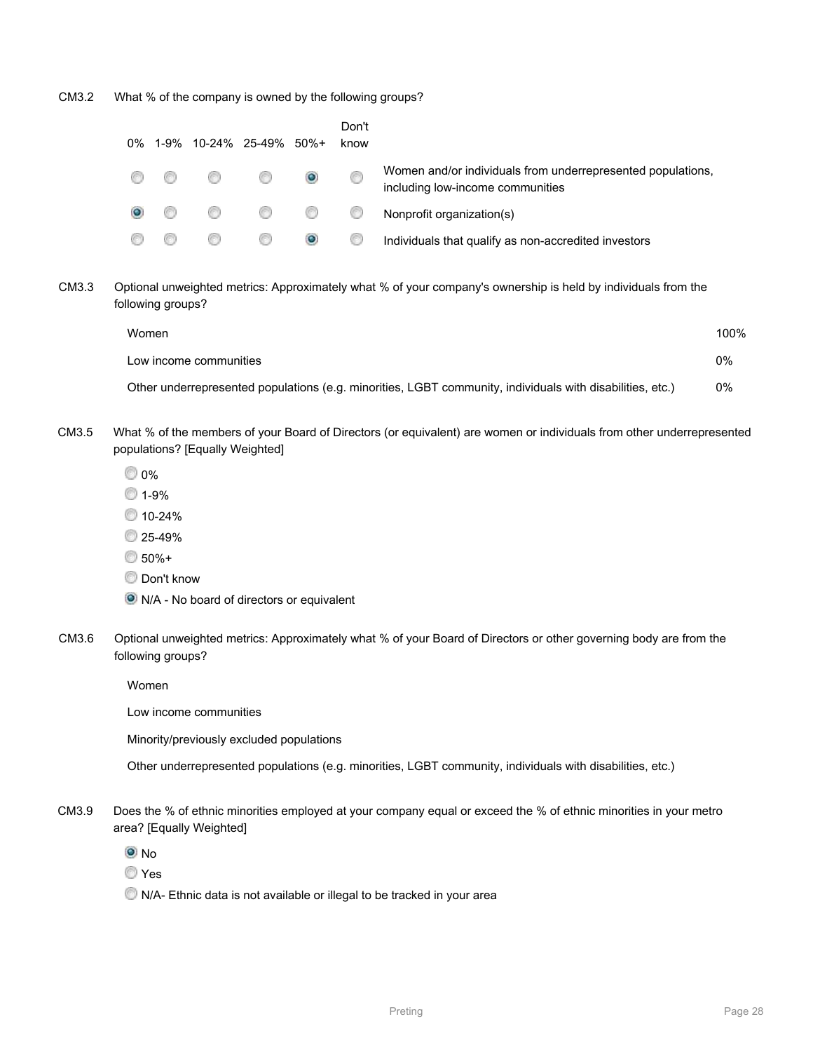CM3.2 What % of the company is owned by the following groups?

| 0% | 1-9% | 10-24% | 25-49% | 50%+ | Don't know | |
|---|---|---|---|---|---|---|
| ○ | ○ | ○ | ○ | ● | ○ | Women and/or individuals from underrepresented populations, including low-income communities |
| ● | ○ | ○ | ○ | ○ | ○ | Nonprofit organization(s) |
| ○ | ○ | ○ | ○ | ● | ○ | Individuals that qualify as non-accredited investors |

CM3.3 Optional unweighted metrics: Approximately what % of your company's ownership is held by individuals from the following groups?

| | |
|---|---|
| Women | 100% |
| Low income communities | 0% |
| Other underrepresented populations (e.g. minorities, LGBT community, individuals with disabilities, etc.) | 0% |

CM3.5 What % of the members of your Board of Directors (or equivalent) are women or individuals from other underrepresented populations? [Equally Weighted]

- ○ 0%
- ○ 1-9%
- ○ 10-24%
- ○ 25-49%
- ○ 50%+
- ○ Don't know
- ● N/A - No board of directors or equivalent

CM3.6 Optional unweighted metrics: Approximately what % of your Board of Directors or other governing body are from the following groups?

Women

Low income communities

Minority/previously excluded populations

Other underrepresented populations (e.g. minorities, LGBT community, individuals with disabilities, etc.)

CM3.9 Does the % of ethnic minorities employed at your company equal or exceed the % of ethnic minorities in your metro area? [Equally Weighted]

- ● No
- ○ Yes
- ○ N/A- Ethnic data is not available or illegal to be tracked in your area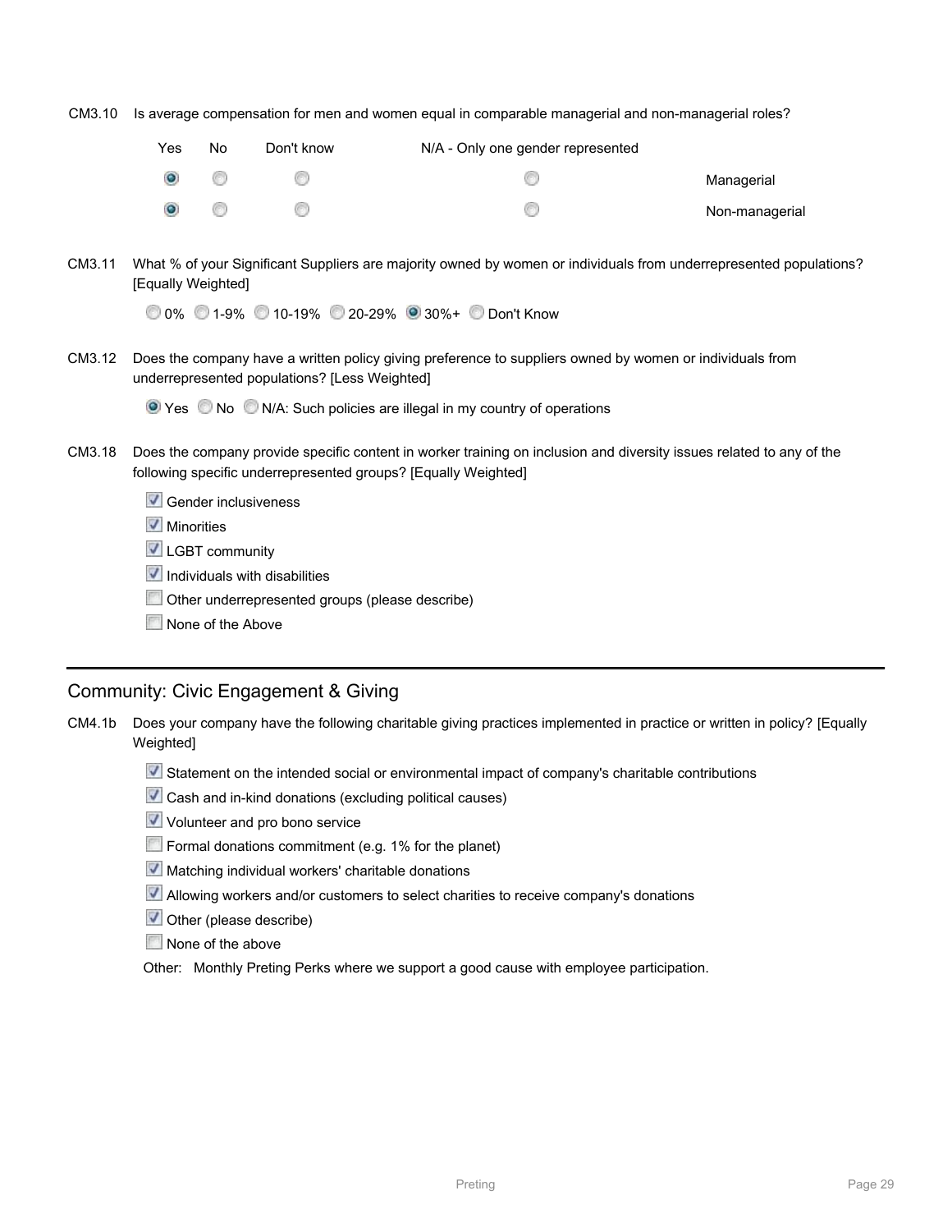CM3.10 Is average compensation for men and women equal in comparable managerial and non-managerial roles?

| Yes | No | Don't know | N/A - Only one gender represented | |
|---|---|---|---|---|
| ◉ | ○ | ○ | ○ | Managerial |
| ◉ | ○ | ○ | ○ | Non-managerial |

CM3.11 What % of your Significant Suppliers are majority owned by women or individuals from underrepresented populations? [Equally Weighted]

○ 0% ○ 1-9% ○ 10-19% ○ 20-29% ◉ 30%+ ○ Don't Know

CM3.12 Does the company have a written policy giving preference to suppliers owned by women or individuals from underrepresented populations? [Less Weighted]

◉ Yes ○ No ○ N/A: Such policies are illegal in my country of operations

CM3.18 Does the company provide specific content in worker training on inclusion and diversity issues related to any of the following specific underrepresented groups? [Equally Weighted]

- [x] Gender inclusiveness
- [x] Minorities
- [x] LGBT community
- [x] Individuals with disabilities
- [ ] Other underrepresented groups (please describe)
- [ ] None of the Above

---

## Community: Civic Engagement & Giving

CM4.1b Does your company have the following charitable giving practices implemented in practice or written in policy? [Equally Weighted]

- [x] Statement on the intended social or environmental impact of company's charitable contributions
- [x] Cash and in-kind donations (excluding political causes)
- [x] Volunteer and pro bono service
- [ ] Formal donations commitment (e.g. 1% for the planet)
- [x] Matching individual workers' charitable donations
- [x] Allowing workers and/or customers to select charities to receive company's donations
- [x] Other (please describe)
- [ ] None of the above

Other: Monthly Preting Perks where we support a good cause with employee participation.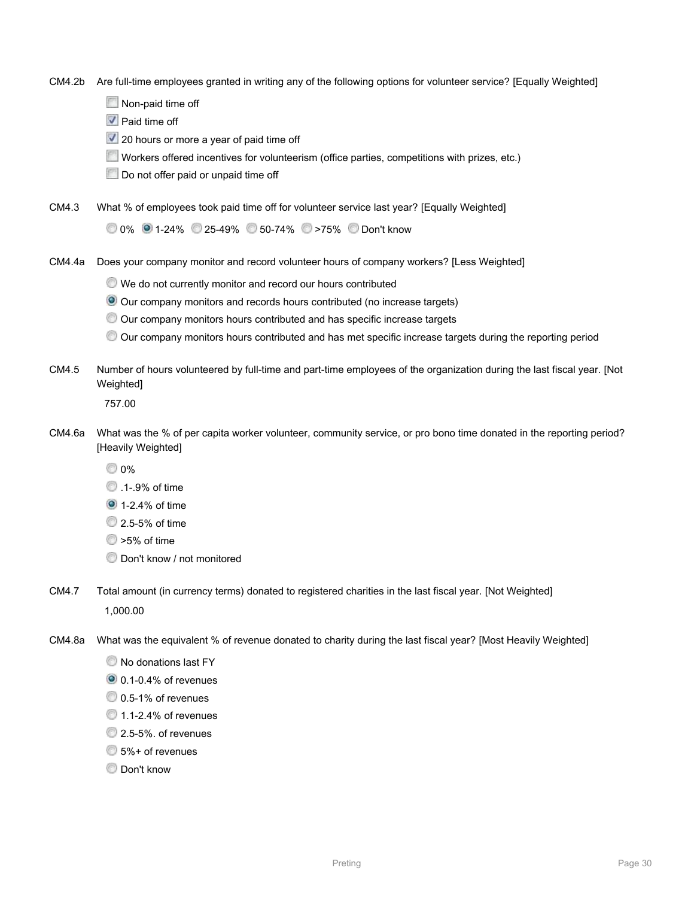CM4.2b Are full-time employees granted in writing any of the following options for volunteer service? [Equally Weighted]

- [ ] Non-paid time off
- [x] Paid time off
- [x] 20 hours or more a year of paid time off
- [ ] Workers offered incentives for volunteerism (office parties, competitions with prizes, etc.)
- [ ] Do not offer paid or unpaid time off

CM4.3 What % of employees took paid time off for volunteer service last year? [Equally Weighted]

○ 0% ● 1-24% ○ 25-49% ○ 50-74% ○ >75% ○ Don't know

CM4.4a Does your company monitor and record volunteer hours of company workers? [Less Weighted]

- ○ We do not currently monitor and record our hours contributed
- ● Our company monitors and records hours contributed (no increase targets)
- ○ Our company monitors hours contributed and has specific increase targets
- ○ Our company monitors hours contributed and has met specific increase targets during the reporting period

CM4.5 Number of hours volunteered by full-time and part-time employees of the organization during the last fiscal year. [Not Weighted]

757.00

CM4.6a What was the % of per capita worker volunteer, community service, or pro bono time donated in the reporting period? [Heavily Weighted]

- ○ 0%
- ○ .1-.9% of time
- ● 1-2.4% of time
- ○ 2.5-5% of time
- ○ >5% of time
- ○ Don't know / not monitored

CM4.7 Total amount (in currency terms) donated to registered charities in the last fiscal year. [Not Weighted]

1,000.00

CM4.8a What was the equivalent % of revenue donated to charity during the last fiscal year? [Most Heavily Weighted]

- ○ No donations last FY
- ● 0.1-0.4% of revenues
- ○ 0.5-1% of revenues
- ○ 1.1-2.4% of revenues
- ○ 2.5-5%. of revenues
- ○ 5%+ of revenues
- ○ Don't know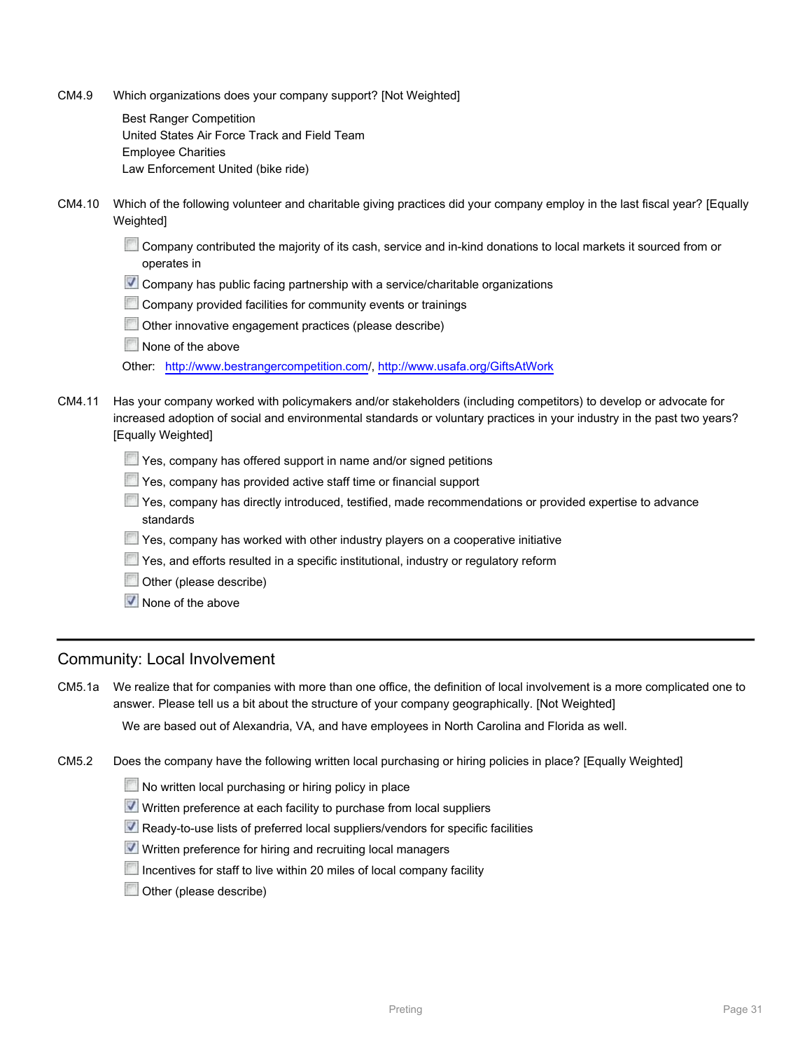CM4.9 Which organizations does your company support? [Not Weighted]

Best Ranger Competition
United States Air Force Track and Field Team
Employee Charities
Law Enforcement United (bike ride)

CM4.10 Which of the following volunteer and charitable giving practices did your company employ in the last fiscal year? [Equally Weighted]

- [ ] Company contributed the majority of its cash, service and in-kind donations to local markets it sourced from or operates in
- [x] Company has public facing partnership with a service/charitable organizations
- [ ] Company provided facilities for community events or trainings
- [ ] Other innovative engagement practices (please describe)
- [ ] None of the above

Other: http://www.bestrangercompetition.com/, http://www.usafa.org/GiftsAtWork

CM4.11 Has your company worked with policymakers and/or stakeholders (including competitors) to develop or advocate for increased adoption of social and environmental standards or voluntary practices in your industry in the past two years? [Equally Weighted]

- [ ] Yes, company has offered support in name and/or signed petitions
- [ ] Yes, company has provided active staff time or financial support
- [ ] Yes, company has directly introduced, testified, made recommendations or provided expertise to advance standards
- [ ] Yes, company has worked with other industry players on a cooperative initiative
- [ ] Yes, and efforts resulted in a specific institutional, industry or regulatory reform
- [ ] Other (please describe)
- [x] None of the above

---

## Community: Local Involvement

CM5.1a We realize that for companies with more than one office, the definition of local involvement is a more complicated one to answer. Please tell us a bit about the structure of your company geographically. [Not Weighted]

We are based out of Alexandria, VA, and have employees in North Carolina and Florida as well.

CM5.2 Does the company have the following written local purchasing or hiring policies in place? [Equally Weighted]

- [ ] No written local purchasing or hiring policy in place
- [x] Written preference at each facility to purchase from local suppliers
- [x] Ready-to-use lists of preferred local suppliers/vendors for specific facilities
- [x] Written preference for hiring and recruiting local managers
- [ ] Incentives for staff to live within 20 miles of local company facility
- [ ] Other (please describe)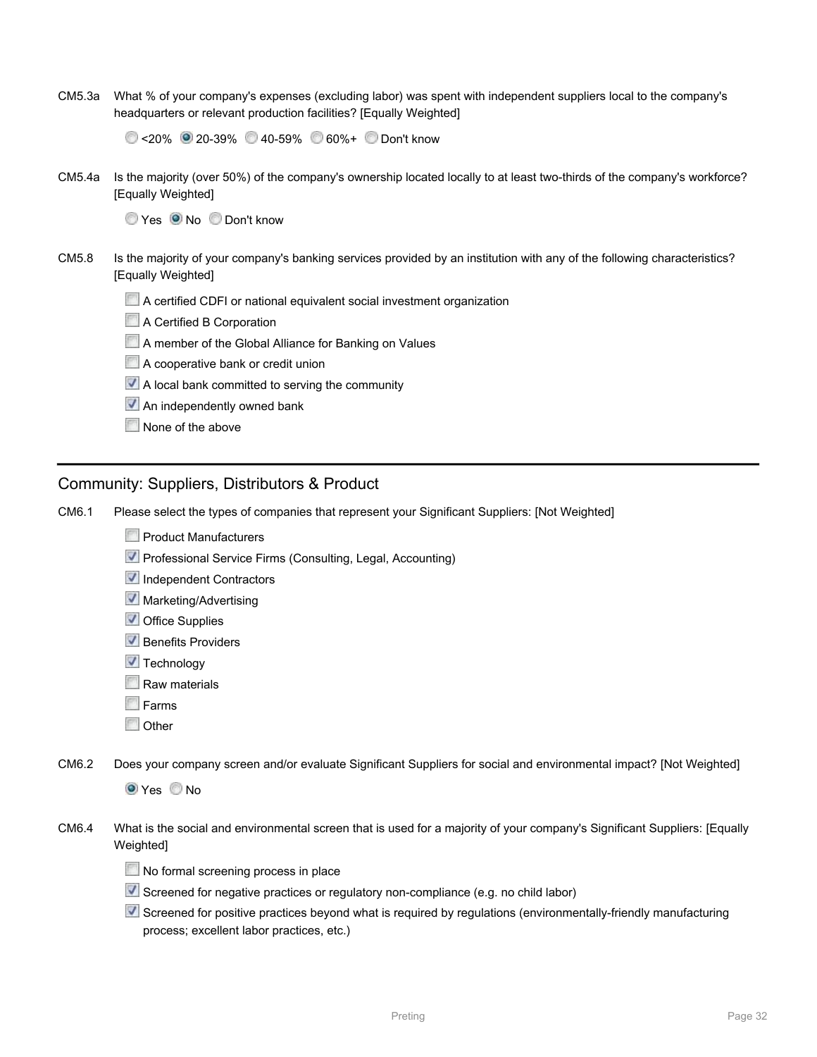CM5.3a What % of your company's expenses (excluding labor) was spent with independent suppliers local to the company's headquarters or relevant production facilities? [Equally Weighted]

- ○ <20%
- ● 20-39%
- ○ 40-59%
- ○ 60%+
- ○ Don't know

CM5.4a Is the majority (over 50%) of the company's ownership located locally to at least two-thirds of the company's workforce? [Equally Weighted]

- ○ Yes
- ● No
- ○ Don't know

CM5.8 Is the majority of your company's banking services provided by an institution with any of the following characteristics? [Equally Weighted]

- [ ] A certified CDFI or national equivalent social investment organization
- [ ] A Certified B Corporation
- [ ] A member of the Global Alliance for Banking on Values
- [ ] A cooperative bank or credit union
- [x] A local bank committed to serving the community
- [x] An independently owned bank
- [ ] None of the above

## Community: Suppliers, Distributors & Product

CM6.1 Please select the types of companies that represent your Significant Suppliers: [Not Weighted]

- [ ] Product Manufacturers
- [x] Professional Service Firms (Consulting, Legal, Accounting)
- [x] Independent Contractors
- [x] Marketing/Advertising
- [x] Office Supplies
- [x] Benefits Providers
- [x] Technology
- [ ] Raw materials
- [ ] Farms
- [ ] Other

CM6.2 Does your company screen and/or evaluate Significant Suppliers for social and environmental impact? [Not Weighted]

- ● Yes
- ○ No

CM6.4 What is the social and environmental screen that is used for a majority of your company's Significant Suppliers: [Equally Weighted]

- [ ] No formal screening process in place
- [x] Screened for negative practices or regulatory non-compliance (e.g. no child labor)
- [x] Screened for positive practices beyond what is required by regulations (environmentally-friendly manufacturing process; excellent labor practices, etc.)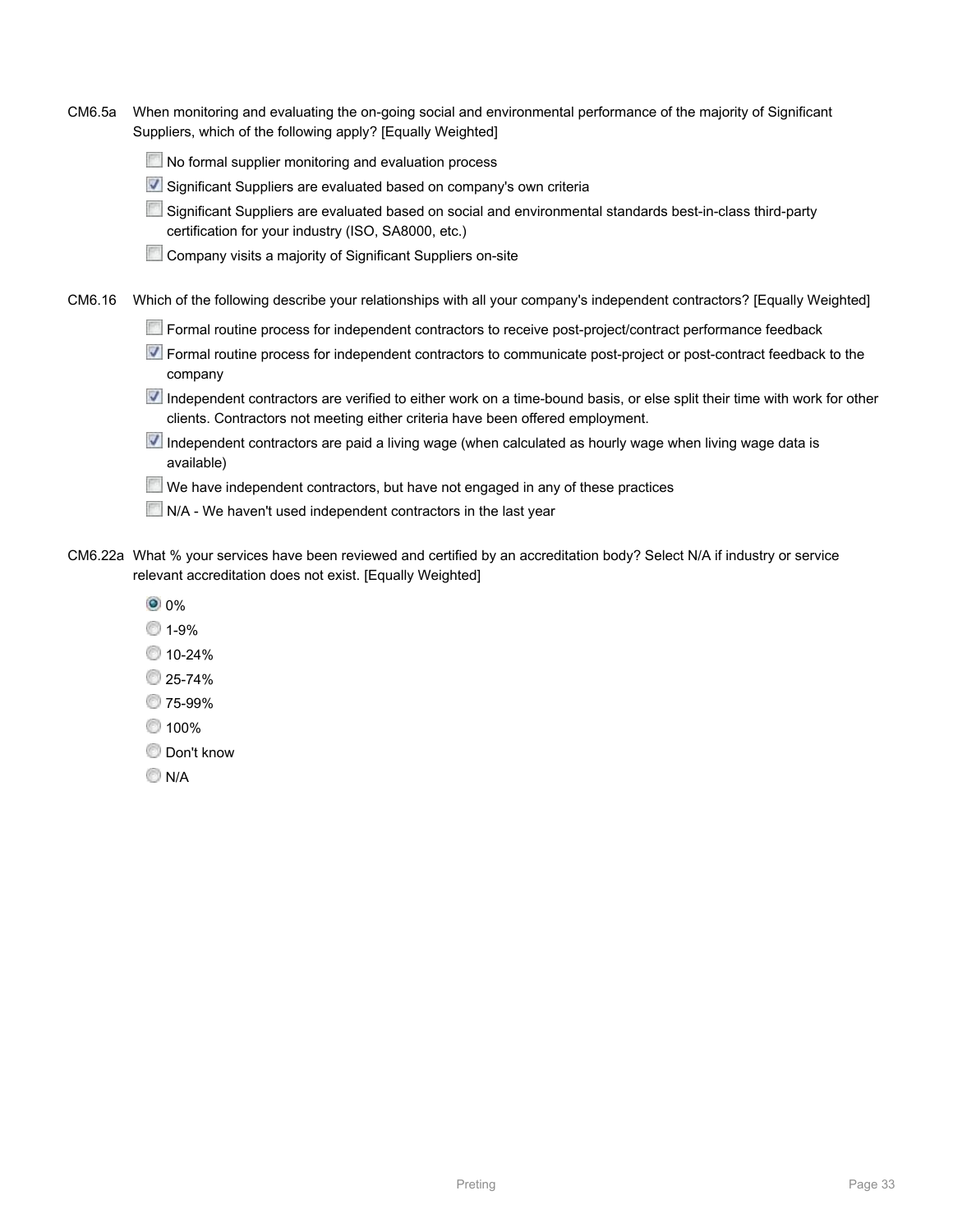CM6.5a When monitoring and evaluating the on-going social and environmental performance of the majority of Significant Suppliers, which of the following apply? [Equally Weighted]

- [ ] No formal supplier monitoring and evaluation process
- [x] Significant Suppliers are evaluated based on company's own criteria
- [ ] Significant Suppliers are evaluated based on social and environmental standards best-in-class third-party certification for your industry (ISO, SA8000, etc.)
- [ ] Company visits a majority of Significant Suppliers on-site

CM6.16 Which of the following describe your relationships with all your company's independent contractors? [Equally Weighted]

- [ ] Formal routine process for independent contractors to receive post-project/contract performance feedback
- [x] Formal routine process for independent contractors to communicate post-project or post-contract feedback to the company
- [x] Independent contractors are verified to either work on a time-bound basis, or else split their time with work for other clients. Contractors not meeting either criteria have been offered employment.
- [x] Independent contractors are paid a living wage (when calculated as hourly wage when living wage data is available)
- [ ] We have independent contractors, but have not engaged in any of these practices
- [ ] N/A - We haven't used independent contractors in the last year

CM6.22a What % your services have been reviewed and certified by an accreditation body? Select N/A if industry or service relevant accreditation does not exist. [Equally Weighted]

- (●) 0%
- ( ) 1-9%
- ( ) 10-24%
- ( ) 25-74%
- ( ) 75-99%
- ( ) 100%
- ( ) Don't know
- ( ) N/A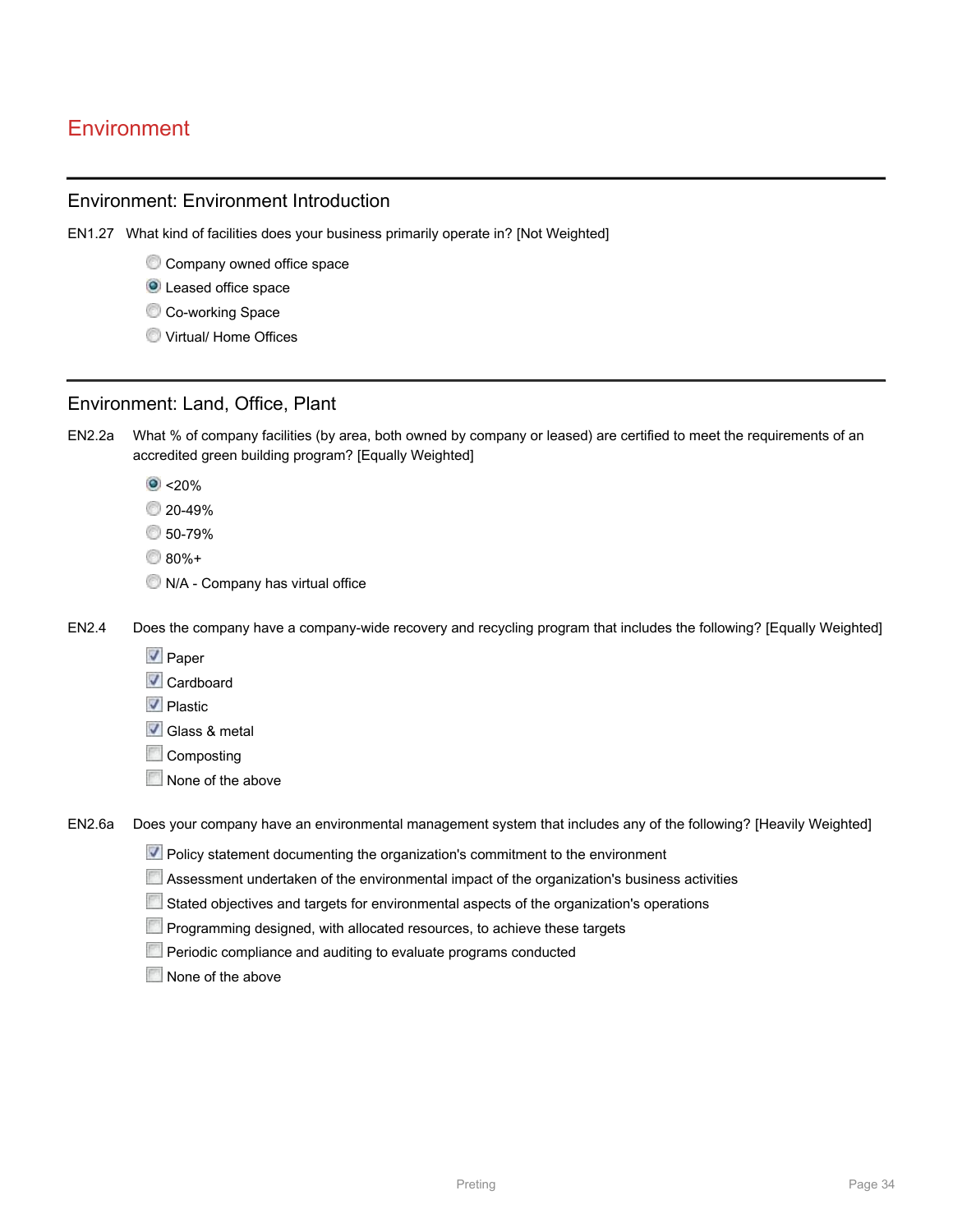# Environment

## Environment: Environment Introduction

EN1.27 What kind of facilities does your business primarily operate in? [Not Weighted]

- ( ) Company owned office space
- (x) Leased office space
- ( ) Co-working Space
- ( ) Virtual/ Home Offices

## Environment: Land, Office, Plant

EN2.2a What % of company facilities (by area, both owned by company or leased) are certified to meet the requirements of an accredited green building program? [Equally Weighted]

- (x) <20%
- ( ) 20-49%
- ( ) 50-79%
- ( ) 80%+
- ( ) N/A - Company has virtual office

EN2.4 Does the company have a company-wide recovery and recycling program that includes the following? [Equally Weighted]

- [x] Paper
- [x] Cardboard
- [x] Plastic
- [x] Glass & metal
- [ ] Composting
- [ ] None of the above

EN2.6a Does your company have an environmental management system that includes any of the following? [Heavily Weighted]

- [x] Policy statement documenting the organization's commitment to the environment
- [ ] Assessment undertaken of the environmental impact of the organization's business activities
- [ ] Stated objectives and targets for environmental aspects of the organization's operations
- [ ] Programming designed, with allocated resources, to achieve these targets
- [ ] Periodic compliance and auditing to evaluate programs conducted
- [ ] None of the above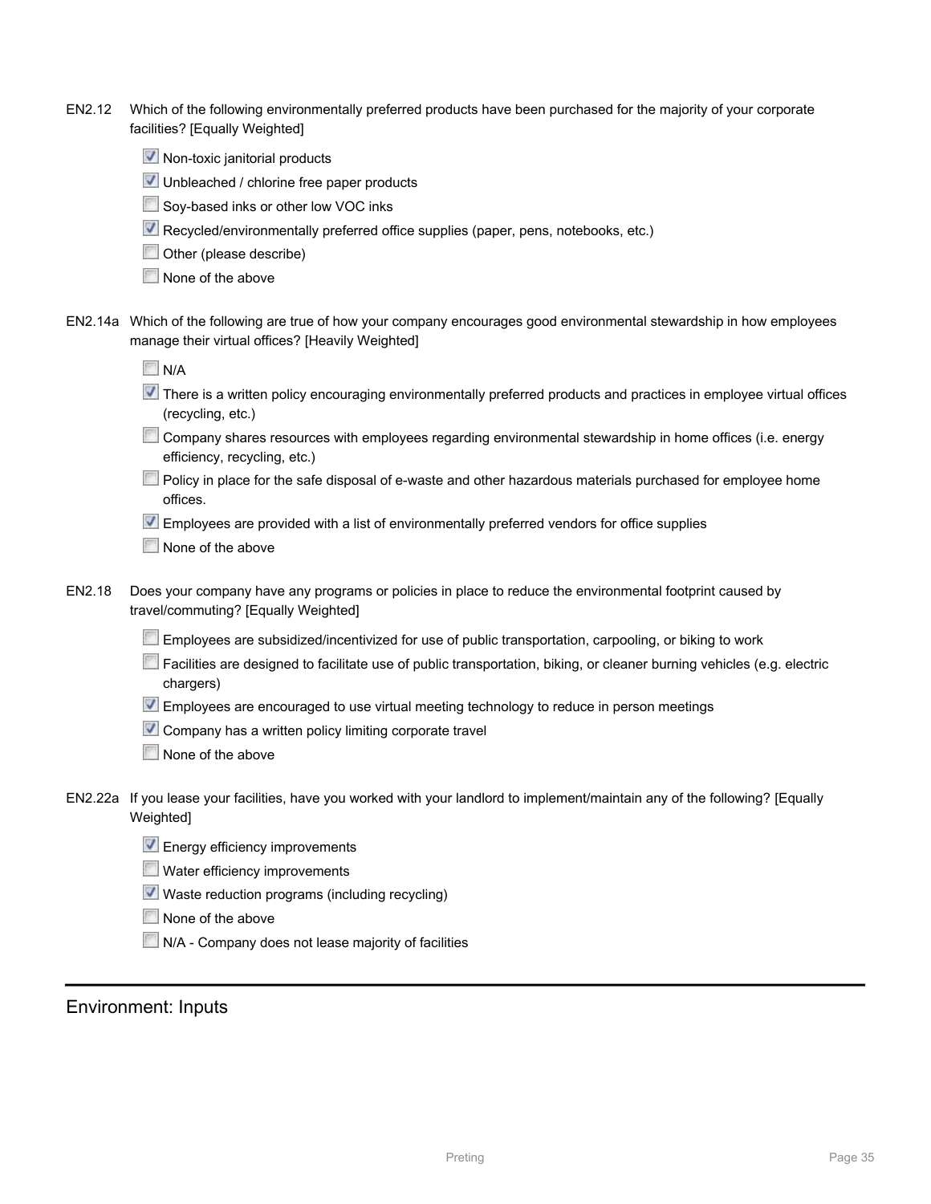EN2.12 Which of the following environmentally preferred products have been purchased for the majority of your corporate facilities? [Equally Weighted]

- [x] Non-toxic janitorial products
- [x] Unbleached / chlorine free paper products
- [ ] Soy-based inks or other low VOC inks
- [x] Recycled/environmentally preferred office supplies (paper, pens, notebooks, etc.)
- [ ] Other (please describe)
- [ ] None of the above

EN2.14a Which of the following are true of how your company encourages good environmental stewardship in how employees manage their virtual offices? [Heavily Weighted]

- [ ] N/A
- [x] There is a written policy encouraging environmentally preferred products and practices in employee virtual offices (recycling, etc.)
- [ ] Company shares resources with employees regarding environmental stewardship in home offices (i.e. energy efficiency, recycling, etc.)
- [ ] Policy in place for the safe disposal of e-waste and other hazardous materials purchased for employee home offices.
- [x] Employees are provided with a list of environmentally preferred vendors for office supplies
- [ ] None of the above

EN2.18 Does your company have any programs or policies in place to reduce the environmental footprint caused by travel/commuting? [Equally Weighted]

- [ ] Employees are subsidized/incentivized for use of public transportation, carpooling, or biking to work
- [ ] Facilities are designed to facilitate use of public transportation, biking, or cleaner burning vehicles (e.g. electric chargers)
- [x] Employees are encouraged to use virtual meeting technology to reduce in person meetings
- [x] Company has a written policy limiting corporate travel
- [ ] None of the above

EN2.22a If you lease your facilities, have you worked with your landlord to implement/maintain any of the following? [Equally Weighted]

- [x] Energy efficiency improvements
- [ ] Water efficiency improvements
- [x] Waste reduction programs (including recycling)
- [ ] None of the above
- [ ] N/A - Company does not lease majority of facilities

---

## Environment: Inputs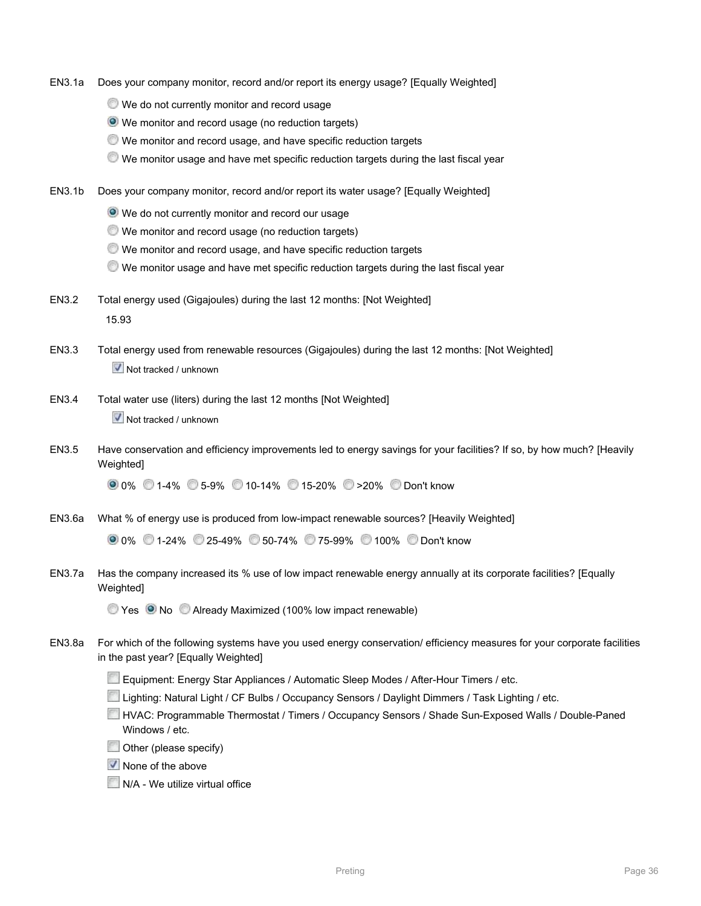EN3.1a Does your company monitor, record and/or report its energy usage? [Equally Weighted]

- ( ) We do not currently monitor and record usage
- (•) We monitor and record usage (no reduction targets)
- ( ) We monitor and record usage, and have specific reduction targets
- ( ) We monitor usage and have met specific reduction targets during the last fiscal year

EN3.1b Does your company monitor, record and/or report its water usage? [Equally Weighted]

- (•) We do not currently monitor and record our usage
- ( ) We monitor and record usage (no reduction targets)
- ( ) We monitor and record usage, and have specific reduction targets
- ( ) We monitor usage and have met specific reduction targets during the last fiscal year

EN3.2 Total energy used (Gigajoules) during the last 12 months: [Not Weighted]

15.93

EN3.3 Total energy used from renewable resources (Gigajoules) during the last 12 months: [Not Weighted]

- [x] Not tracked / unknown

EN3.4 Total water use (liters) during the last 12 months [Not Weighted]

- [x] Not tracked / unknown

EN3.5 Have conservation and efficiency improvements led to energy savings for your facilities? If so, by how much? [Heavily Weighted]

(•) 0% ( ) 1-4% ( ) 5-9% ( ) 10-14% ( ) 15-20% ( ) >20% ( ) Don't know

EN3.6a What % of energy use is produced from low-impact renewable sources? [Heavily Weighted]

(•) 0% ( ) 1-24% ( ) 25-49% ( ) 50-74% ( ) 75-99% ( ) 100% ( ) Don't know

EN3.7a Has the company increased its % use of low impact renewable energy annually at its corporate facilities? [Equally Weighted]

( ) Yes (•) No ( ) Already Maximized (100% low impact renewable)

EN3.8a For which of the following systems have you used energy conservation/ efficiency measures for your corporate facilities in the past year? [Equally Weighted]

- [ ] Equipment: Energy Star Appliances / Automatic Sleep Modes / After-Hour Timers / etc.
- [ ] Lighting: Natural Light / CF Bulbs / Occupancy Sensors / Daylight Dimmers / Task Lighting / etc.
- [ ] HVAC: Programmable Thermostat / Timers / Occupancy Sensors / Shade Sun-Exposed Walls / Double-Paned Windows / etc.
- [ ] Other (please specify)
- [x] None of the above
- [ ] N/A - We utilize virtual office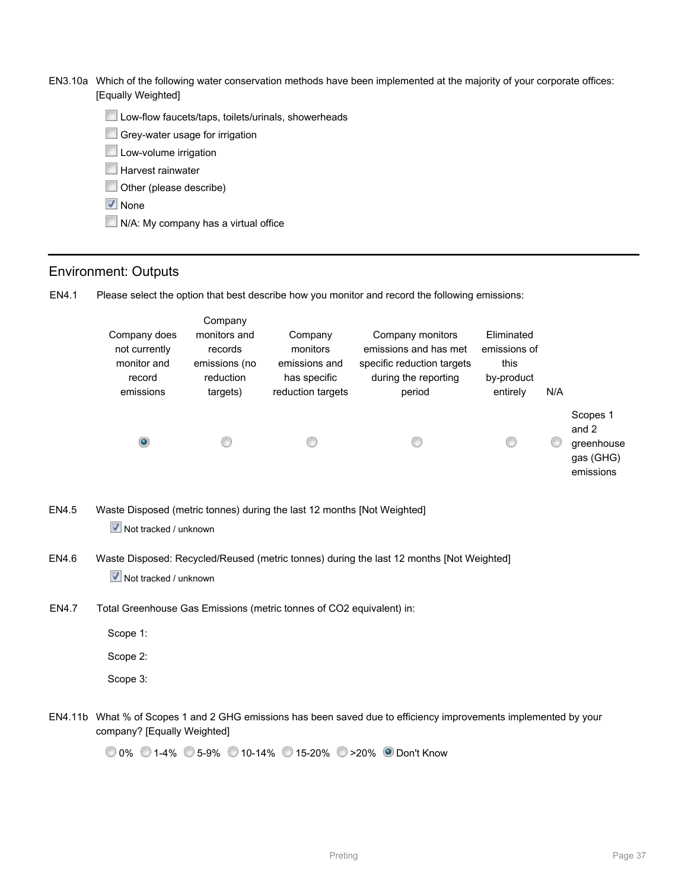EN3.10a Which of the following water conservation methods have been implemented at the majority of your corporate offices: [Equally Weighted]

- [ ] Low-flow faucets/taps, toilets/urinals, showerheads
- [ ] Grey-water usage for irrigation
- [ ] Low-volume irrigation
- [ ] Harvest rainwater
- [ ] Other (please describe)
- [x] None
- [ ] N/A: My company has a virtual office

---

## Environment: Outputs

EN4.1 Please select the option that best describe how you monitor and record the following emissions:

| Company does not currently monitor and record emissions | Company monitors and records emissions (no reduction targets) | Company monitors emissions and has specific reduction targets | Company monitors emissions and has met specific reduction targets during the reporting period | Eliminated emissions of this by-product entirely | N/A | |
|---|---|---|---|---|---|---|
| ◉ | ○ | ○ | ○ | ○ | ○ | Scopes 1 and 2 greenhouse gas (GHG) emissions |

EN4.5 Waste Disposed (metric tonnes) during the last 12 months [Not Weighted]

- [x] Not tracked / unknown

EN4.6 Waste Disposed: Recycled/Reused (metric tonnes) during the last 12 months [Not Weighted]

- [x] Not tracked / unknown

EN4.7 Total Greenhouse Gas Emissions (metric tonnes of $CO_2$ equivalent) in:

Scope 1:

Scope 2:

Scope 3:

EN4.11b What % of Scopes 1 and 2 GHG emissions has been saved due to efficiency improvements implemented by your company? [Equally Weighted]

○ 0% ○ 1-4% ○ 5-9% ○ 10-14% ○ 15-20% ○ >20% ◉ Don't Know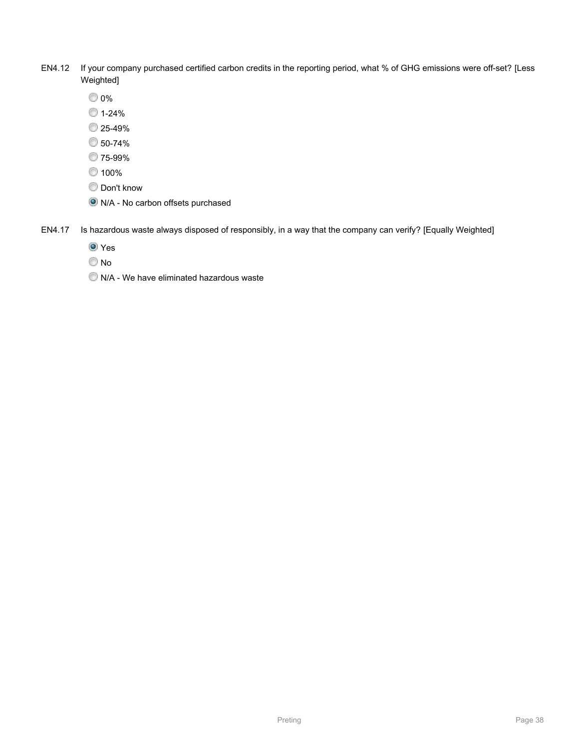EN4.12 If your company purchased certified carbon credits in the reporting period, what % of GHG emissions were off-set? [Less Weighted]

- ○ 0%
- ○ 1-24%
- ○ 25-49%
- ○ 50-74%
- ○ 75-99%
- ○ 100%
- ○ Don't know
- ● N/A - No carbon offsets purchased

EN4.17 Is hazardous waste always disposed of responsibly, in a way that the company can verify? [Equally Weighted]

- ● Yes
- ○ No
- ○ N/A - We have eliminated hazardous waste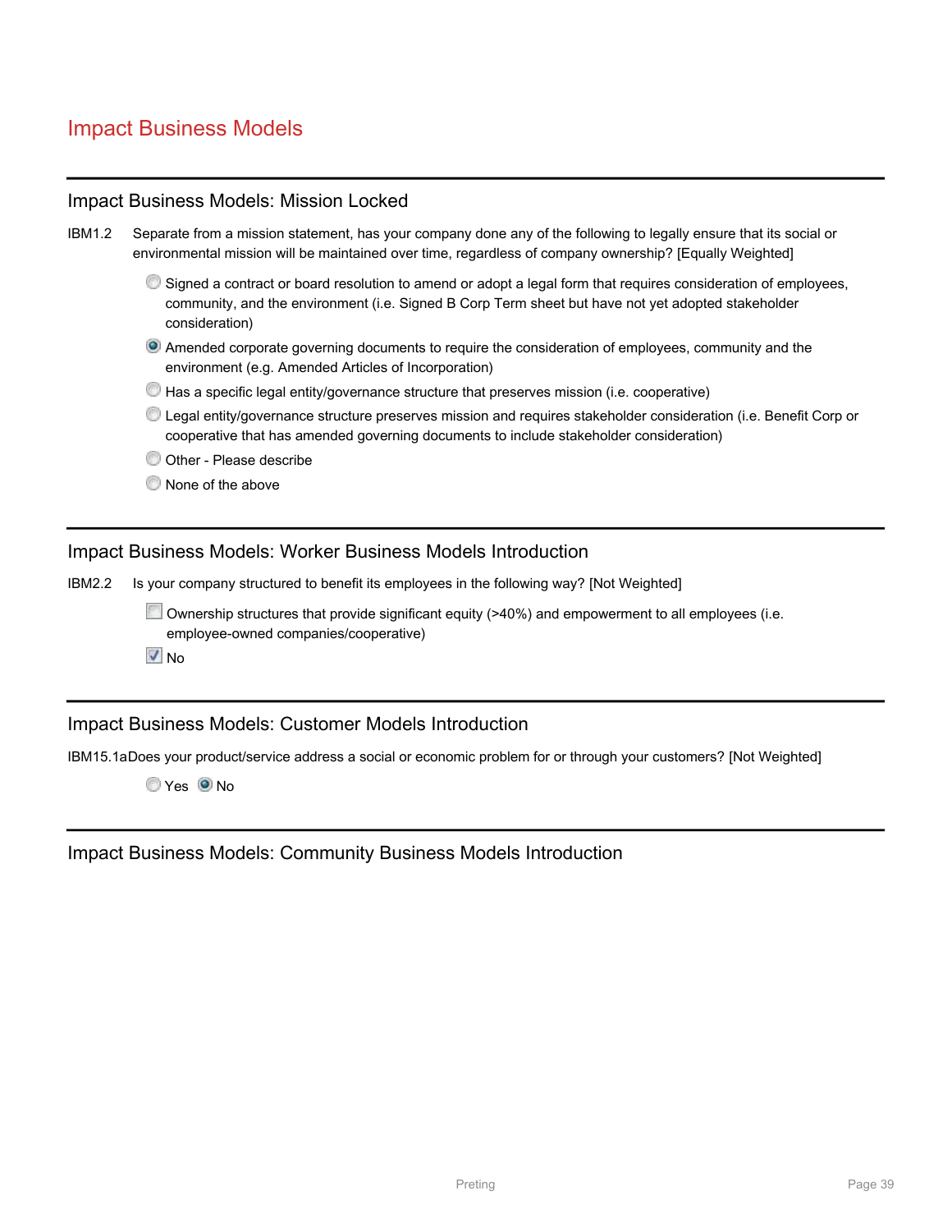# Impact Business Models

## Impact Business Models: Mission Locked

IBM1.2 Separate from a mission statement, has your company done any of the following to legally ensure that its social or environmental mission will be maintained over time, regardless of company ownership? [Equally Weighted]

- ○ Signed a contract or board resolution to amend or adopt a legal form that requires consideration of employees, community, and the environment (i.e. Signed B Corp Term sheet but have not yet adopted stakeholder consideration)
- ● Amended corporate governing documents to require the consideration of employees, community and the environment (e.g. Amended Articles of Incorporation)
- ○ Has a specific legal entity/governance structure that preserves mission (i.e. cooperative)
- ○ Legal entity/governance structure preserves mission and requires stakeholder consideration (i.e. Benefit Corp or cooperative that has amended governing documents to include stakeholder consideration)
- ○ Other - Please describe
- ○ None of the above

## Impact Business Models: Worker Business Models Introduction

IBM2.2 Is your company structured to benefit its employees in the following way? [Not Weighted]

- [ ] Ownership structures that provide significant equity (>40%) and empowerment to all employees (i.e. employee-owned companies/cooperative)
- [x] No

## Impact Business Models: Customer Models Introduction

IBM15.1a Does your product/service address a social or economic problem for or through your customers? [Not Weighted]

○ Yes ● No

## Impact Business Models: Community Business Models Introduction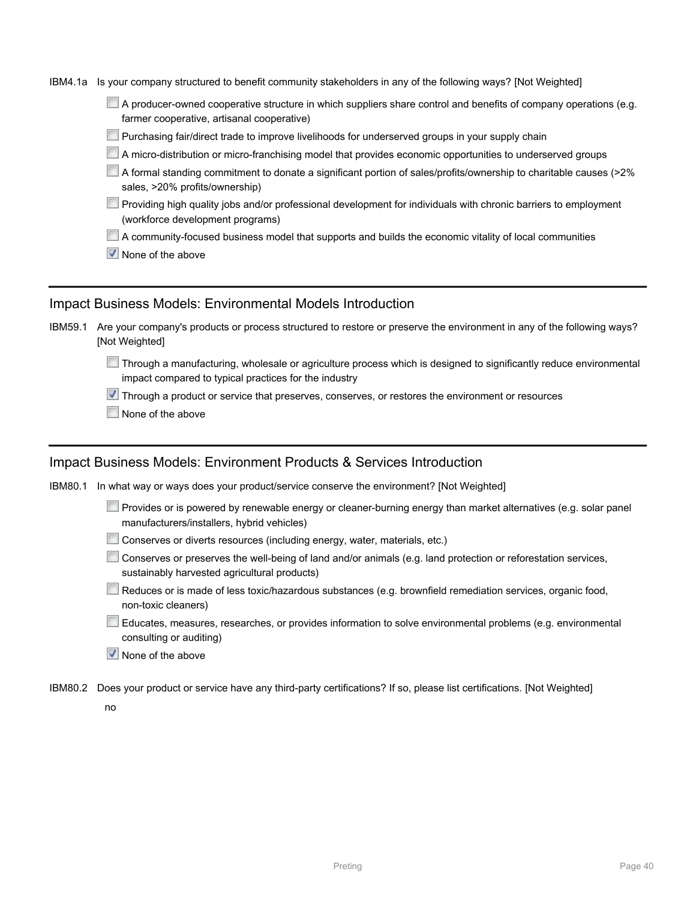IBM4.1a Is your company structured to benefit community stakeholders in any of the following ways? [Not Weighted]

- [ ] A producer-owned cooperative structure in which suppliers share control and benefits of company operations (e.g. farmer cooperative, artisanal cooperative)
- [ ] Purchasing fair/direct trade to improve livelihoods for underserved groups in your supply chain
- [ ] A micro-distribution or micro-franchising model that provides economic opportunities to underserved groups
- [ ] A formal standing commitment to donate a significant portion of sales/profits/ownership to charitable causes (>2% sales, >20% profits/ownership)
- [ ] Providing high quality jobs and/or professional development for individuals with chronic barriers to employment (workforce development programs)
- [ ] A community-focused business model that supports and builds the economic vitality of local communities
- [x] None of the above

## Impact Business Models: Environmental Models Introduction

IBM59.1 Are your company's products or process structured to restore or preserve the environment in any of the following ways? [Not Weighted]

- [ ] Through a manufacturing, wholesale or agriculture process which is designed to significantly reduce environmental impact compared to typical practices for the industry
- [x] Through a product or service that preserves, conserves, or restores the environment or resources
- [ ] None of the above

## Impact Business Models: Environment Products & Services Introduction

IBM80.1 In what way or ways does your product/service conserve the environment? [Not Weighted]

- [ ] Provides or is powered by renewable energy or cleaner-burning energy than market alternatives (e.g. solar panel manufacturers/installers, hybrid vehicles)
- [ ] Conserves or diverts resources (including energy, water, materials, etc.)
- [ ] Conserves or preserves the well-being of land and/or animals (e.g. land protection or reforestation services, sustainably harvested agricultural products)
- [ ] Reduces or is made of less toxic/hazardous substances (e.g. brownfield remediation services, organic food, non-toxic cleaners)
- [ ] Educates, measures, researches, or provides information to solve environmental problems (e.g. environmental consulting or auditing)
- [x] None of the above

IBM80.2 Does your product or service have any third-party certifications? If so, please list certifications. [Not Weighted]

no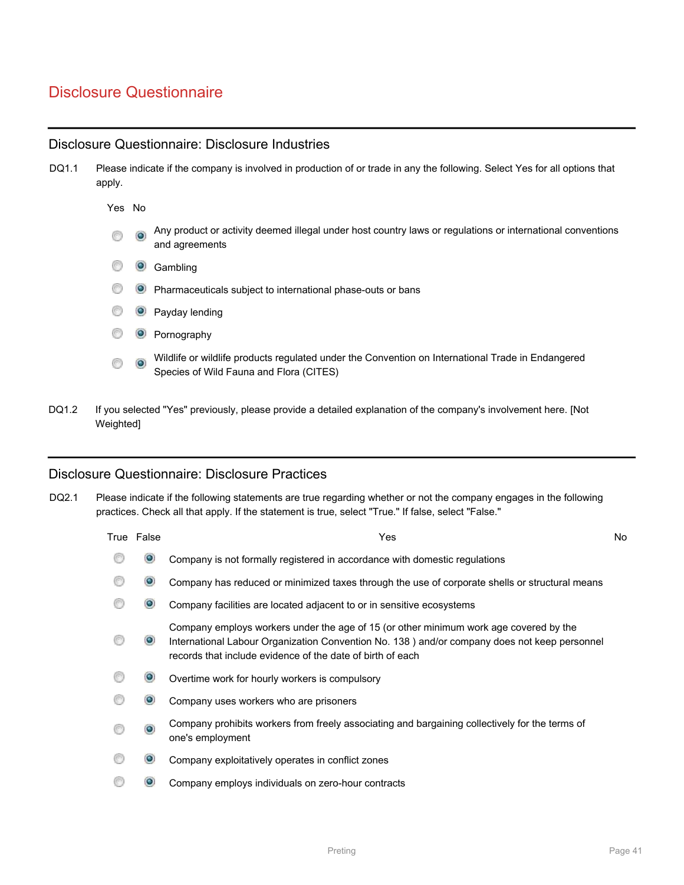# Disclosure Questionnaire

## Disclosure Questionnaire: Disclosure Industries

DQ1.1 Please indicate if the company is involved in production of or trade in any the following. Select Yes for all options that apply.

| Yes | No | |
|---|---|---|
| ○ | ● | Any product or activity deemed illegal under host country laws or regulations or international conventions and agreements |
| ○ | ● | Gambling |
| ○ | ● | Pharmaceuticals subject to international phase-outs or bans |
| ○ | ● | Payday lending |
| ○ | ● | Pornography |
| ○ | ● | Wildlife or wildlife products regulated under the Convention on International Trade in Endangered Species of Wild Fauna and Flora (CITES) |

DQ1.2 If you selected "Yes" previously, please provide a detailed explanation of the company's involvement here. [Not Weighted]

## Disclosure Questionnaire: Disclosure Practices

DQ2.1 Please indicate if the following statements are true regarding whether or not the company engages in the following practices. Check all that apply. If the statement is true, select "True." If false, select "False."

| True | False | Yes | No |
|---|---|---|---|
| ○ | ● | Company is not formally registered in accordance with domestic regulations | |
| ○ | ● | Company has reduced or minimized taxes through the use of corporate shells or structural means | |
| ○ | ● | Company facilities are located adjacent to or in sensitive ecosystems | |
| ○ | ● | Company employs workers under the age of 15 (or other minimum work age covered by the International Labour Organization Convention No. 138 ) and/or company does not keep personnel records that include evidence of the date of birth of each | |
| ○ | ● | Overtime work for hourly workers is compulsory | |
| ○ | ● | Company uses workers who are prisoners | |
| ○ | ● | Company prohibits workers from freely associating and bargaining collectively for the terms of one's employment | |
| ○ | ● | Company exploitatively operates in conflict zones | |
| ○ | ● | Company employs individuals on zero-hour contracts | |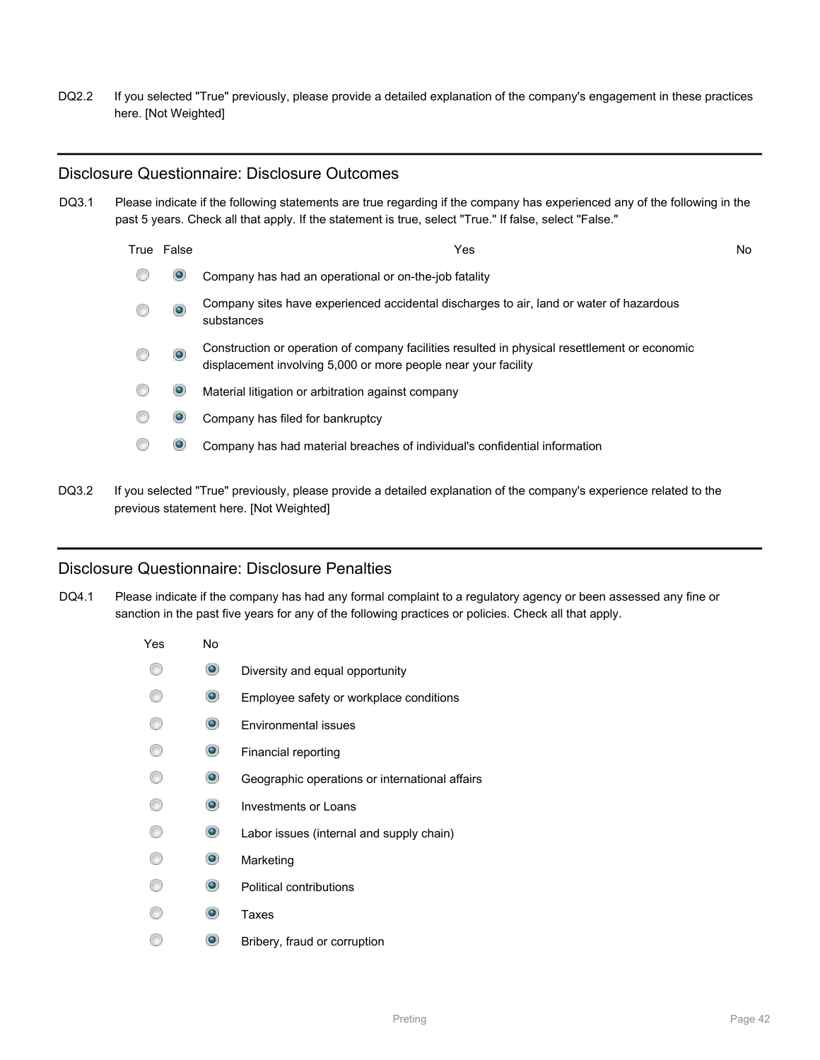DQ2.2 If you selected "True" previously, please provide a detailed explanation of the company's engagement in these practices here. [Not Weighted]

---

## Disclosure Questionnaire: Disclosure Outcomes

DQ3.1 Please indicate if the following statements are true regarding if the company has experienced any of the following in the past 5 years. Check all that apply. If the statement is true, select "True." If false, select "False."

| True | False | Yes | No |
|---|---|---|---|
| ○ | ◉ | Company has had an operational or on-the-job fatality | |
| ○ | ◉ | Company sites have experienced accidental discharges to air, land or water of hazardous substances | |
| ○ | ◉ | Construction or operation of company facilities resulted in physical resettlement or economic displacement involving 5,000 or more people near your facility | |
| ○ | ◉ | Material litigation or arbitration against company | |
| ○ | ◉ | Company has filed for bankruptcy | |
| ○ | ◉ | Company has had material breaches of individual's confidential information | |

DQ3.2 If you selected "True" previously, please provide a detailed explanation of the company's experience related to the previous statement here. [Not Weighted]

---

## Disclosure Questionnaire: Disclosure Penalties

DQ4.1 Please indicate if the company has had any formal complaint to a regulatory agency or been assessed any fine or sanction in the past five years for any of the following practices or policies. Check all that apply.

| Yes | No | |
|---|---|---|
| ○ | ◉ | Diversity and equal opportunity |
| ○ | ◉ | Employee safety or workplace conditions |
| ○ | ◉ | Environmental issues |
| ○ | ◉ | Financial reporting |
| ○ | ◉ | Geographic operations or international affairs |
| ○ | ◉ | Investments or Loans |
| ○ | ◉ | Labor issues (internal and supply chain) |
| ○ | ◉ | Marketing |
| ○ | ◉ | Political contributions |
| ○ | ◉ | Taxes |
| ○ | ◉ | Bribery, fraud or corruption |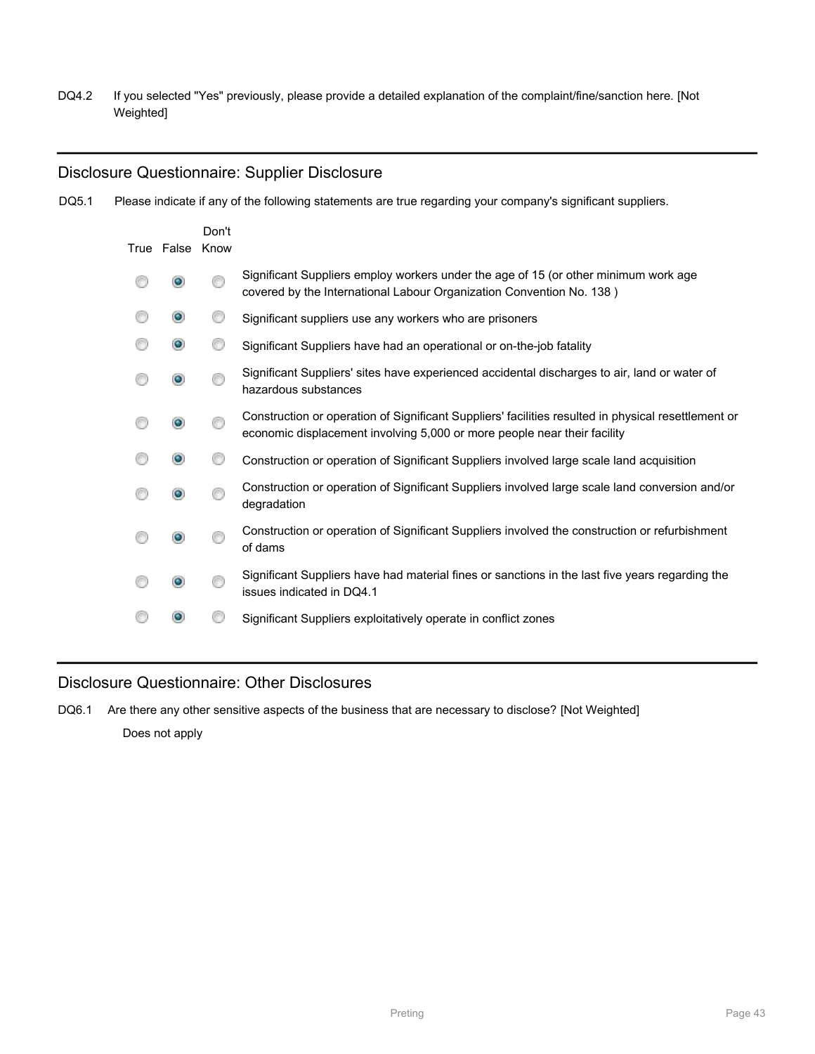DQ4.2 If you selected "Yes" previously, please provide a detailed explanation of the complaint/fine/sanction here. [Not Weighted]

## Disclosure Questionnaire: Supplier Disclosure

DQ5.1 Please indicate if any of the following statements are true regarding your company's significant suppliers.

| True | False | Don't Know | |
|---|---|---|---|
| ○ | ● | ○ | Significant Suppliers employ workers under the age of 15 (or other minimum work age covered by the International Labour Organization Convention No. 138 ) |
| ○ | ● | ○ | Significant suppliers use any workers who are prisoners |
| ○ | ● | ○ | Significant Suppliers have had an operational or on-the-job fatality |
| ○ | ● | ○ | Significant Suppliers' sites have experienced accidental discharges to air, land or water of hazardous substances |
| ○ | ● | ○ | Construction or operation of Significant Suppliers' facilities resulted in physical resettlement or economic displacement involving 5,000 or more people near their facility |
| ○ | ● | ○ | Construction or operation of Significant Suppliers involved large scale land acquisition |
| ○ | ● | ○ | Construction or operation of Significant Suppliers involved large scale land conversion and/or degradation |
| ○ | ● | ○ | Construction or operation of Significant Suppliers involved the construction or refurbishment of dams |
| ○ | ● | ○ | Significant Suppliers have had material fines or sanctions in the last five years regarding the issues indicated in DQ4.1 |
| ○ | ● | ○ | Significant Suppliers exploitatively operate in conflict zones |

## Disclosure Questionnaire: Other Disclosures

DQ6.1 Are there any other sensitive aspects of the business that are necessary to disclose? [Not Weighted]

Does not apply